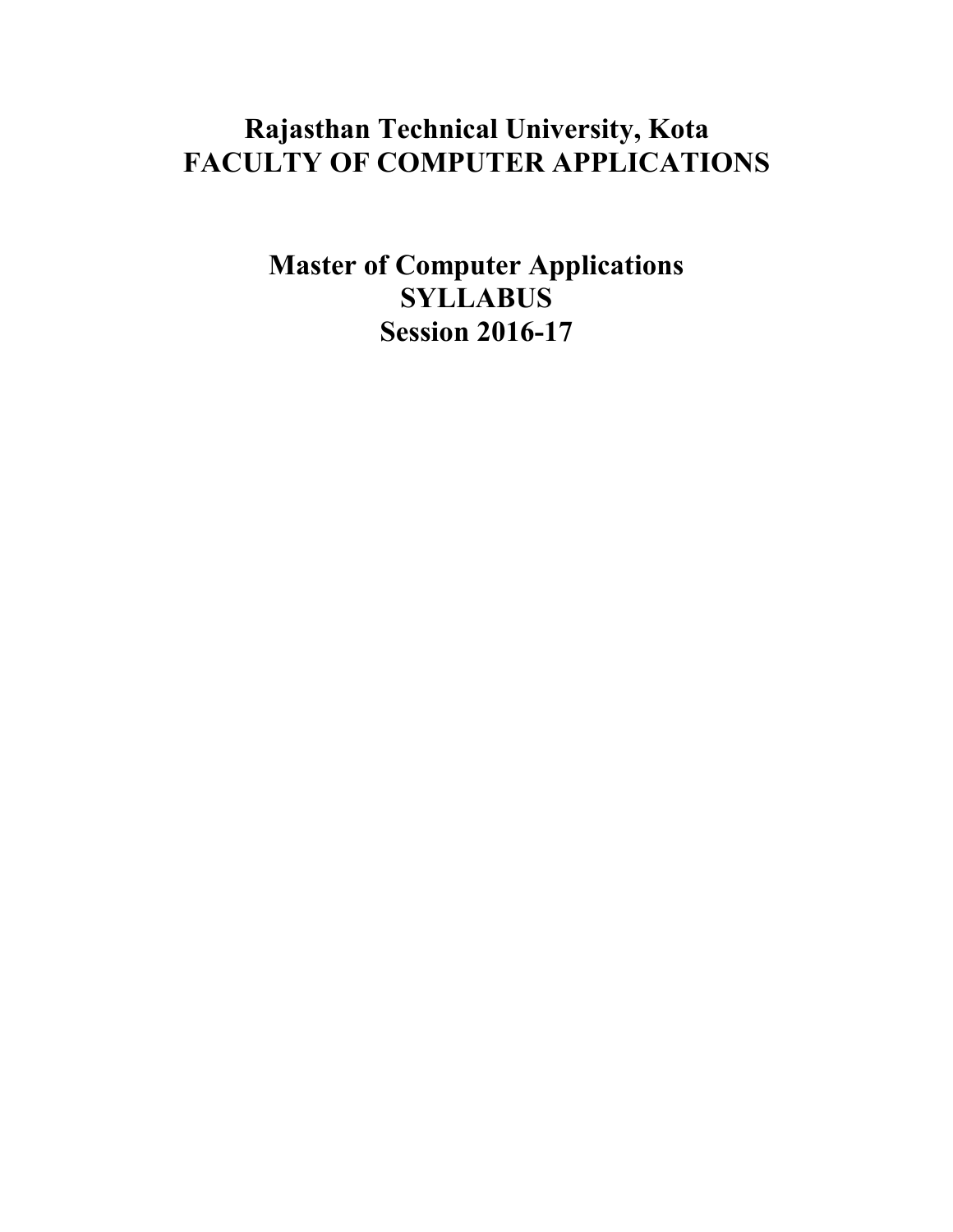# Rajasthan Technical University, Kota
# FACULTY OF COMPUTER APPLICATIONS

# Master of Computer Applications
# SYLLABUS
# Session 2016-17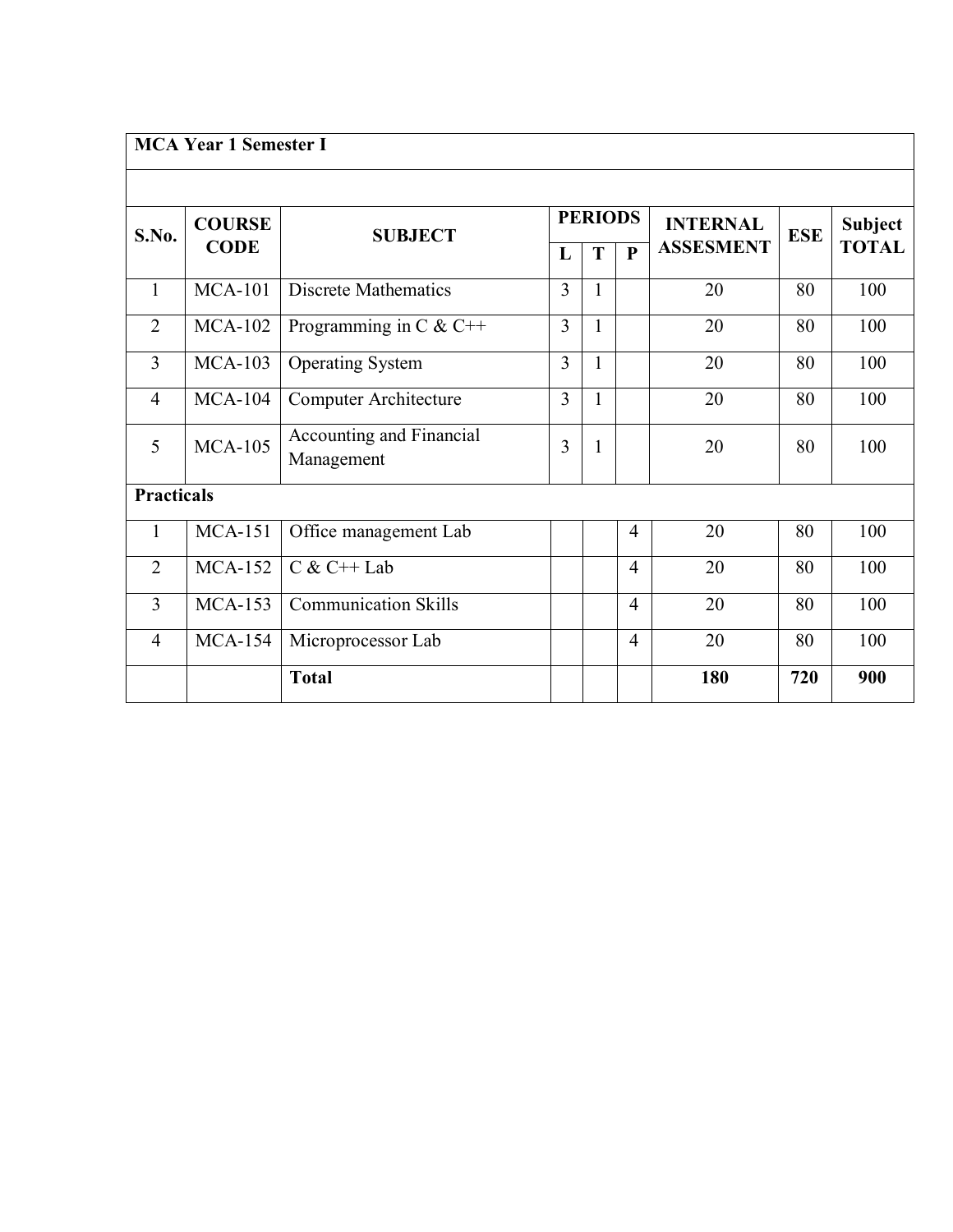| MCA Year 1 Semester I | | | | | | | | |
|---|---|---|---|---|---|---|---|---|
| | | | | | | | | |
| **S.No.** | **COURSE CODE** | **SUBJECT** | **PERIODS** | | | **INTERNAL ASSESMENT** | **ESE** | **Subject TOTAL** |
| | | | **L** | **T** | **P** | | | |
| 1 | MCA-101 | Discrete Mathematics | 3 | 1 | | 20 | 80 | 100 |
| 2 | MCA-102 | Programming in C & C++ | 3 | 1 | | 20 | 80 | 100 |
| 3 | MCA-103 | Operating System | 3 | 1 | | 20 | 80 | 100 |
| 4 | MCA-104 | Computer Architecture | 3 | 1 | | 20 | 80 | 100 |
| 5 | MCA-105 | Accounting and Financial Management | 3 | 1 | | 20 | 80 | 100 |
| **Practicals** | | | | | | | | |
| 1 | MCA-151 | Office management Lab | | | 4 | 20 | 80 | 100 |
| 2 | MCA-152 | C & C++ Lab | | | 4 | 20 | 80 | 100 |
| 3 | MCA-153 | Communication Skills | | | 4 | 20 | 80 | 100 |
| 4 | MCA-154 | Microprocessor Lab | | | 4 | 20 | 80 | 100 |
| | | **Total** | | | | **180** | **720** | **900** |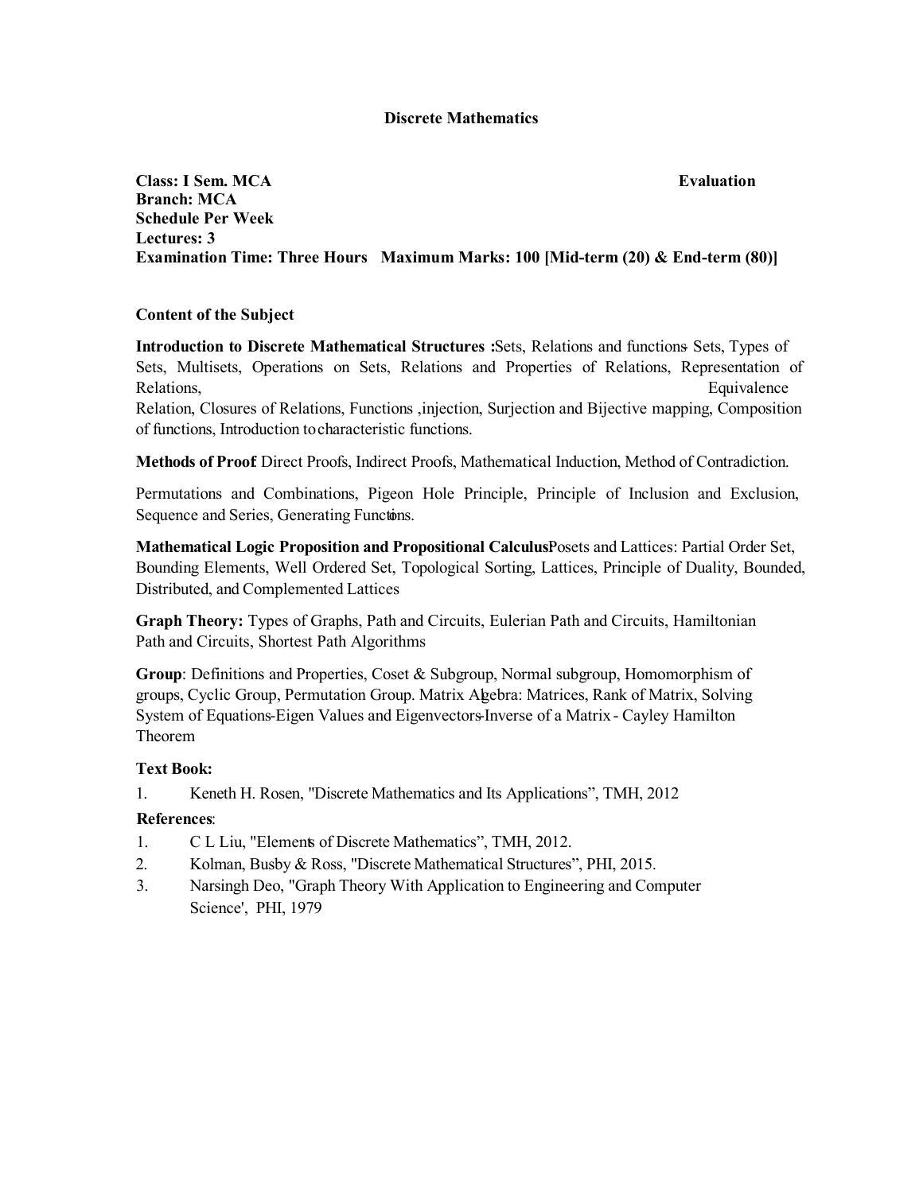# Discrete Mathematics

**Class: I Sem. MCA** **Evaluation**
**Branch: MCA**
**Schedule Per Week**
**Lectures: 3**
**Examination Time: Three Hours Maximum Marks: 100 [Mid-term (20) & End-term (80)]**

## Content of the Subject

**Introduction to Discrete Mathematical Structures :**Sets, Relations and functions- Sets, Types of Sets, Multisets, Operations on Sets, Relations and Properties of Relations, Representation of Relations, Equivalence Relation, Closures of Relations, Functions ,injection, Surjection and Bijective mapping, Composition of functions, Introduction to characteristic functions.

**Methods of Proof:** Direct Proofs, Indirect Proofs, Mathematical Induction, Method of Contradiction.

Permutations and Combinations, Pigeon Hole Principle, Principle of Inclusion and Exclusion, Sequence and Series, Generating Functions.

**Mathematical Logic Proposition and Propositional Calculus:**Posets and Lattices: Partial Order Set, Bounding Elements, Well Ordered Set, Topological Sorting, Lattices, Principle of Duality, Bounded, Distributed, and Complemented Lattices

**Graph Theory:** Types of Graphs, Path and Circuits, Eulerian Path and Circuits, Hamiltonian Path and Circuits, Shortest Path Algorithms

**Group**: Definitions and Properties, Coset & Subgroup, Normal subgroup, Homomorphism of groups, Cyclic Group, Permutation Group. Matrix Algebra: Matrices, Rank of Matrix, Solving System of Equations-Eigen Values and Eigenvectors-Inverse of a Matrix - Cayley Hamilton Theorem

### Text Book:

1. Keneth H. Rosen, "Discrete Mathematics and Its Applications", TMH, 2012

### References:

1. C L Liu, "Elements of Discrete Mathematics", TMH, 2012.
2. Kolman, Busby & Ross, "Discrete Mathematical Structures", PHI, 2015.
3. Narsingh Deo, "Graph Theory With Application to Engineering and Computer Science', PHI, 1979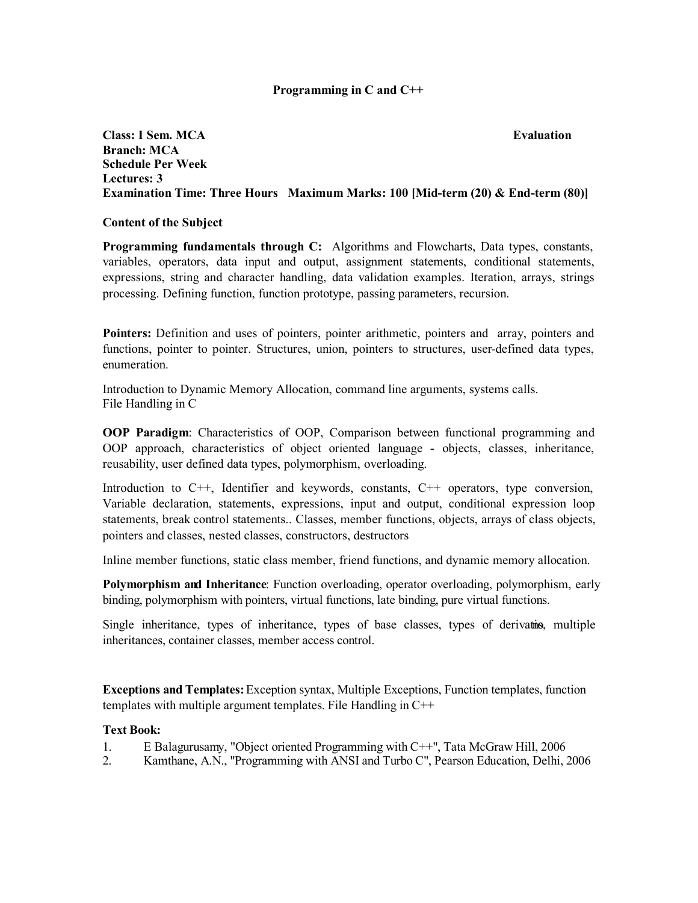## Programming in C and C++

**Class: I Sem. MCA** **Evaluation**
**Branch: MCA**
**Schedule Per Week**
**Lectures: 3**
**Examination Time: Three Hours Maximum Marks: 100 [Mid-term (20) & End-term (80)]**

**Content of the Subject**

**Programming fundamentals through C:** Algorithms and Flowcharts, Data types, constants, variables, operators, data input and output, assignment statements, conditional statements, expressions, string and character handling, data validation examples. Iteration, arrays, strings processing. Defining function, function prototype, passing parameters, recursion.

**Pointers:** Definition and uses of pointers, pointer arithmetic, pointers and array, pointers and functions, pointer to pointer. Structures, union, pointers to structures, user-defined data types, enumeration.

Introduction to Dynamic Memory Allocation, command line arguments, systems calls.
File Handling in C

**OOP Paradigm**: Characteristics of OOP, Comparison between functional programming and OOP approach, characteristics of object oriented language - objects, classes, inheritance, reusability, user defined data types, polymorphism, overloading.

Introduction to C++, Identifier and keywords, constants, C++ operators, type conversion, Variable declaration, statements, expressions, input and output, conditional expression loop statements, break control statements.. Classes, member functions, objects, arrays of class objects, pointers and classes, nested classes, constructors, destructors

Inline member functions, static class member, friend functions, and dynamic memory allocation.

**Polymorphism and Inheritance**: Function overloading, operator overloading, polymorphism, early binding, polymorphism with pointers, virtual functions, late binding, pure virtual functions.

Single inheritance, types of inheritance, types of base classes, types of derivations, multiple inheritances, container classes, member access control.

**Exceptions and Templates:** Exception syntax, Multiple Exceptions, Function templates, function templates with multiple argument templates. File Handling in C++

**Text Book:**

1. E Balagurusamy, "Object oriented Programming with C++", Tata McGraw Hill, 2006
2. Kamthane, A.N., "Programming with ANSI and Turbo C", Pearson Education, Delhi, 2006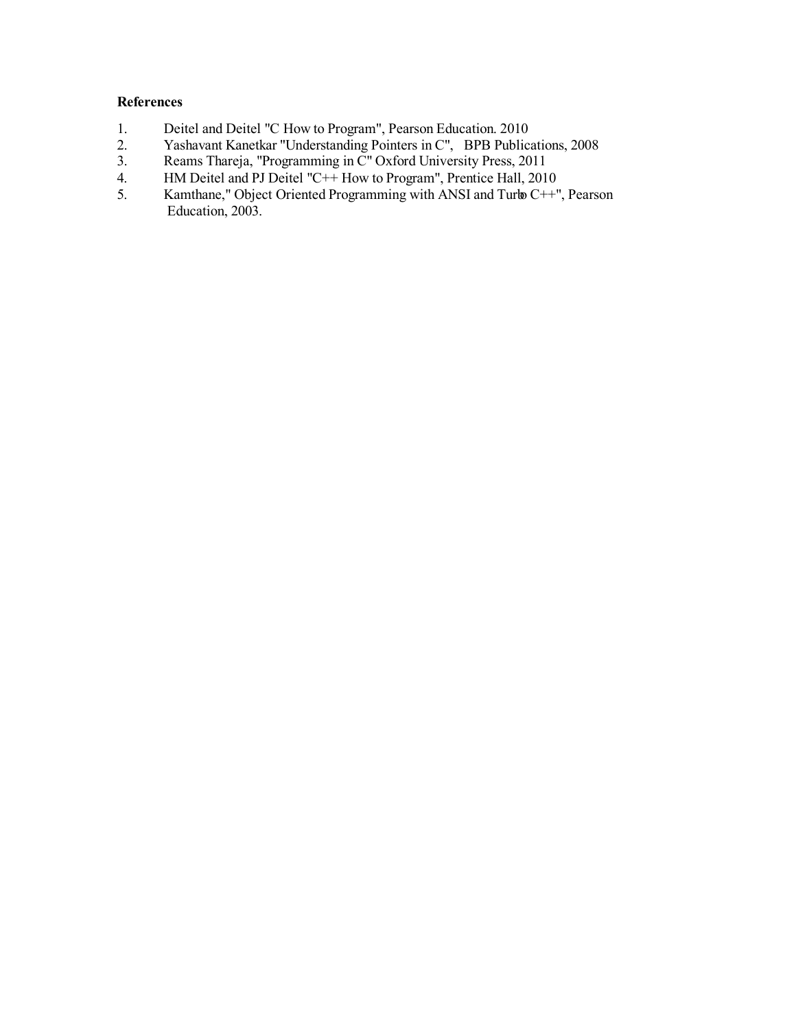**References**

1. Deitel and Deitel "C How to Program", Pearson Education. 2010
2. Yashavant Kanetkar "Understanding Pointers in C", BPB Publications, 2008
3. Reams Thareja, "Programming in C" Oxford University Press, 2011
4. HM Deitel and PJ Deitel "C++ How to Program", Prentice Hall, 2010
5. Kamthane," Object Oriented Programming with ANSI and Turbo C++", Pearson Education, 2003.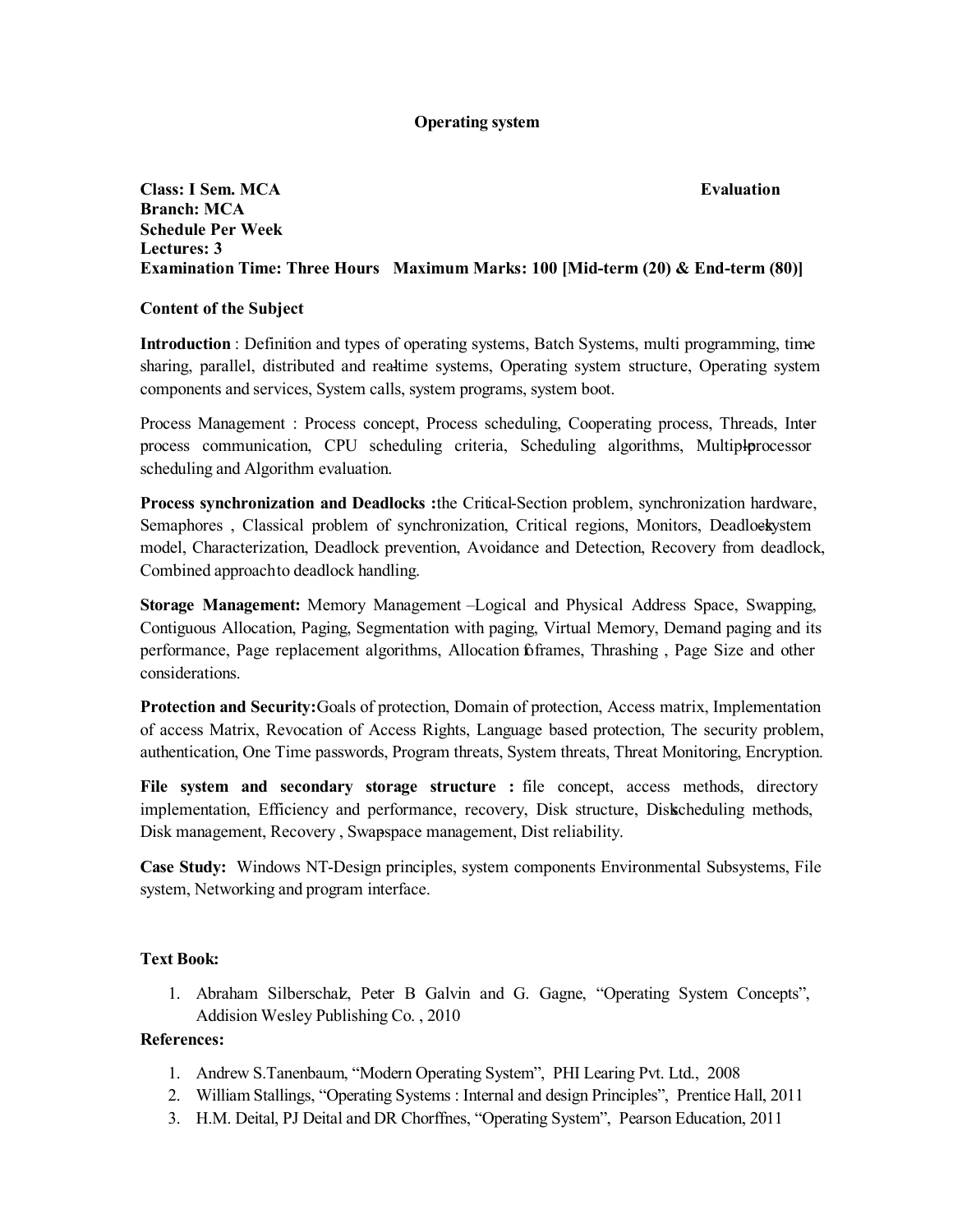# Operating system

**Class: I Sem. MCA** **Evaluation**
**Branch: MCA**
**Schedule Per Week**
**Lectures: 3**
**Examination Time: Three Hours Maximum Marks: 100 [Mid-term (20) & End-term (80)]**

**Content of the Subject**

**Introduction** : Definition and types of operating systems, Batch Systems, multi programming, time-sharing, parallel, distributed and real-time systems, Operating system structure, Operating system components and services, System calls, system programs, system boot.

Process Management : Process concept, Process scheduling, Cooperating process, Threads, Inter-process communication, CPU scheduling criteria, Scheduling algorithms, Multiple-processor scheduling and Algorithm evaluation.

**Process synchronization and Deadlocks :** the Critical-Section problem, synchronization hardware, Semaphores , Classical problem of synchronization, Critical regions, Monitors, Deadlock-system model, Characterization, Deadlock prevention, Avoidance and Detection, Recovery from deadlock, Combined approach to deadlock handling.

**Storage Management:** Memory Management –Logical and Physical Address Space, Swapping, Contiguous Allocation, Paging, Segmentation with paging, Virtual Memory, Demand paging and its performance, Page replacement algorithms, Allocation of frames, Thrashing , Page Size and other considerations.

**Protection and Security:** Goals of protection, Domain of protection, Access matrix, Implementation of access Matrix, Revocation of Access Rights, Language based protection, The security problem, authentication, One Time passwords, Program threats, System threats, Threat Monitoring, Encryption.

**File system and secondary storage structure :** file concept, access methods, directory implementation, Efficiency and performance, recovery, Disk structure, Disk-scheduling methods, Disk management, Recovery , Swap-space management, Dist reliability.

**Case Study:** Windows NT-Design principles, system components Environmental Subsystems, File system, Networking and program interface.

**Text Book:**

1. Abraham Silberschatz, Peter B Galvin and G. Gagne, "Operating System Concepts", Addision Wesley Publishing Co. , 2010

**References:**

1. Andrew S.Tanenbaum, "Modern Operating System", PHI Learing Pvt. Ltd., 2008
2. William Stallings, "Operating Systems : Internal and design Principles", Prentice Hall, 2011
3. H.M. Deital, PJ Deital and DR Chorffnes, "Operating System", Pearson Education, 2011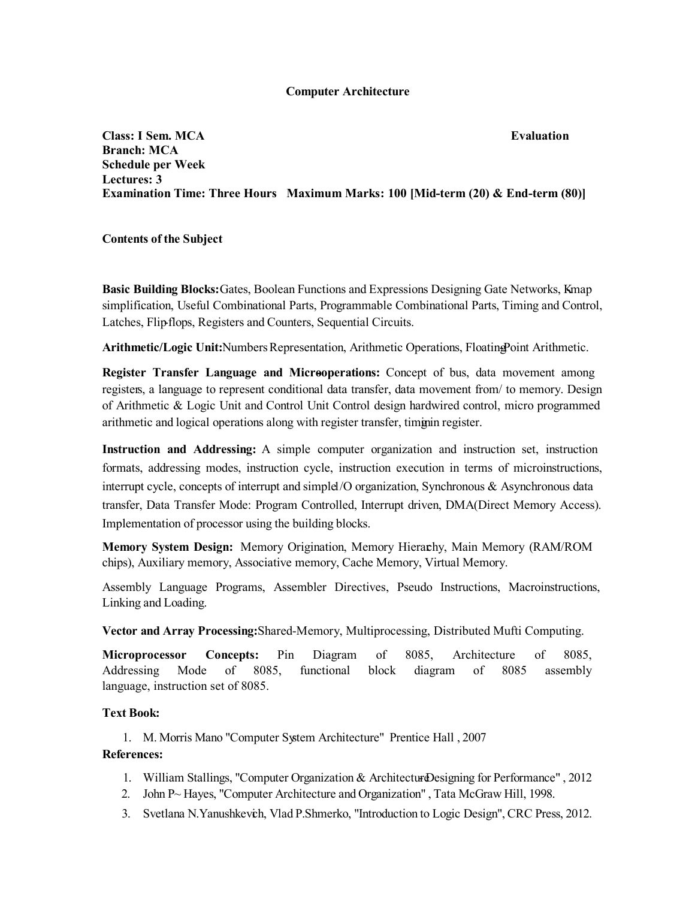# Computer Architecture

**Class: I Sem. MCA** **Evaluation**
**Branch: MCA**
**Schedule per Week**
**Lectures: 3**
**Examination Time: Three Hours Maximum Marks: 100 [Mid-term (20) & End-term (80)]**

**Contents of the Subject**

**Basic Building Blocks:** Gates, Boolean Functions and Expressions Designing Gate Networks, K-map simplification, Useful Combinational Parts, Programmable Combinational Parts, Timing and Control, Latches, Flip-flops, Registers and Counters, Sequential Circuits.

**Arithmetic/Logic Unit:** Numbers Representation, Arithmetic Operations, Floating-Point Arithmetic.

**Register Transfer Language and Micro-operations:** Concept of bus, data movement among registers, a language to represent conditional data transfer, data movement from/ to memory. Design of Arithmetic & Logic Unit and Control Unit Control design hardwired control, micro programmed arithmetic and logical operations along with register transfer, timing in register.

**Instruction and Addressing:** A simple computer organization and instruction set, instruction formats, addressing modes, instruction cycle, instruction execution in terms of microinstructions, interrupt cycle, concepts of interrupt and simple I/O organization, Synchronous & Asynchronous data transfer, Data Transfer Mode: Program Controlled, Interrupt driven, DMA(Direct Memory Access). Implementation of processor using the building blocks.

**Memory System Design:** Memory Origination, Memory Hierarchy, Main Memory (RAM/ROM chips), Auxiliary memory, Associative memory, Cache Memory, Virtual Memory.

Assembly Language Programs, Assembler Directives, Pseudo Instructions, Macroinstructions, Linking and Loading.

**Vector and Array Processing:** Shared-Memory, Multiprocessing, Distributed Mufti Computing.

**Microprocessor Concepts:** Pin Diagram of 8085, Architecture of 8085, Addressing Mode of 8085, functional block diagram of 8085 assembly language, instruction set of 8085.

**Text Book:**

1. M. Morris Mano "Computer System Architecture" Prentice Hall , 2007

**References:**

1. William Stallings, "Computer Organization & Architecture-Designing for Performance" , 2012
2. John P~ Hayes, "Computer Architecture and Organization" , Tata McGraw Hill, 1998.
3. Svetlana N.Yanushkevich, Vlad P.Shmerko, "Introduction to Logic Design", CRC Press, 2012.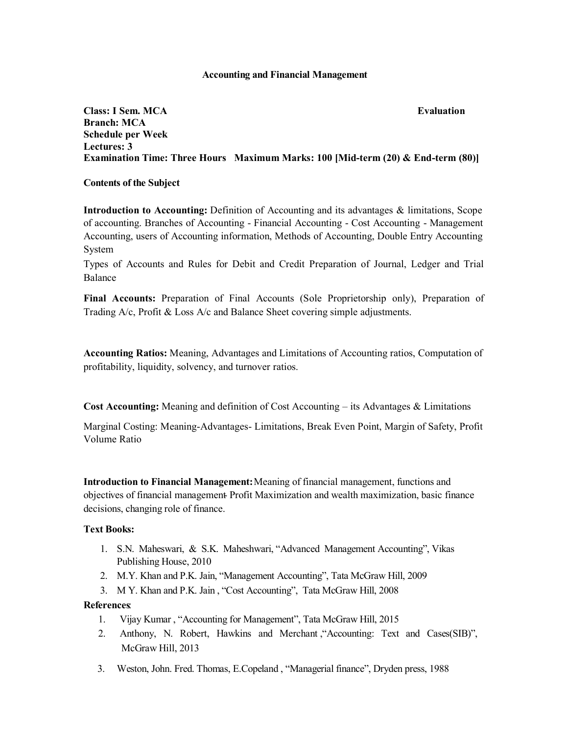## Accounting and Financial Management

**Class: I Sem. MCA** **Evaluation**
**Branch: MCA**
**Schedule per Week**
**Lectures: 3**
**Examination Time: Three Hours Maximum Marks: 100 [Mid-term (20) & End-term (80)]**

**Contents of the Subject**

**Introduction to Accounting:** Definition of Accounting and its advantages & limitations, Scope of accounting. Branches of Accounting - Financial Accounting - Cost Accounting - Management Accounting, users of Accounting information, Methods of Accounting, Double Entry Accounting System

Types of Accounts and Rules for Debit and Credit Preparation of Journal, Ledger and Trial Balance

**Final Accounts:** Preparation of Final Accounts (Sole Proprietorship only), Preparation of Trading A/c, Profit & Loss A/c and Balance Sheet covering simple adjustments.

**Accounting Ratios:** Meaning, Advantages and Limitations of Accounting ratios, Computation of profitability, liquidity, solvency, and turnover ratios.

**Cost Accounting:** Meaning and definition of Cost Accounting – its Advantages & Limitations

Marginal Costing: Meaning-Advantages- Limitations, Break Even Point, Margin of Safety, Profit Volume Ratio

**Introduction to Financial Management:** Meaning of financial management, functions and objectives of financial management- Profit Maximization and wealth maximization, basic finance decisions, changing role of finance.

**Text Books:**

1. S.N. Maheswari, & S.K. Maheshwari, "Advanced Management Accounting", Vikas Publishing House, 2010
2. M.Y. Khan and P.K. Jain, "Management Accounting", Tata McGraw Hill, 2009
3. M Y. Khan and P.K. Jain , "Cost Accounting", Tata McGraw Hill, 2008

**References**:

1. Vijay Kumar , "Accounting for Management", Tata McGraw Hill, 2015
2. Anthony, N. Robert, Hawkins and Merchant ,"Accounting: Text and Cases(SIB)", McGraw Hill, 2013
3. Weston, John. Fred. Thomas, E.Copeland , "Managerial finance", Dryden press, 1988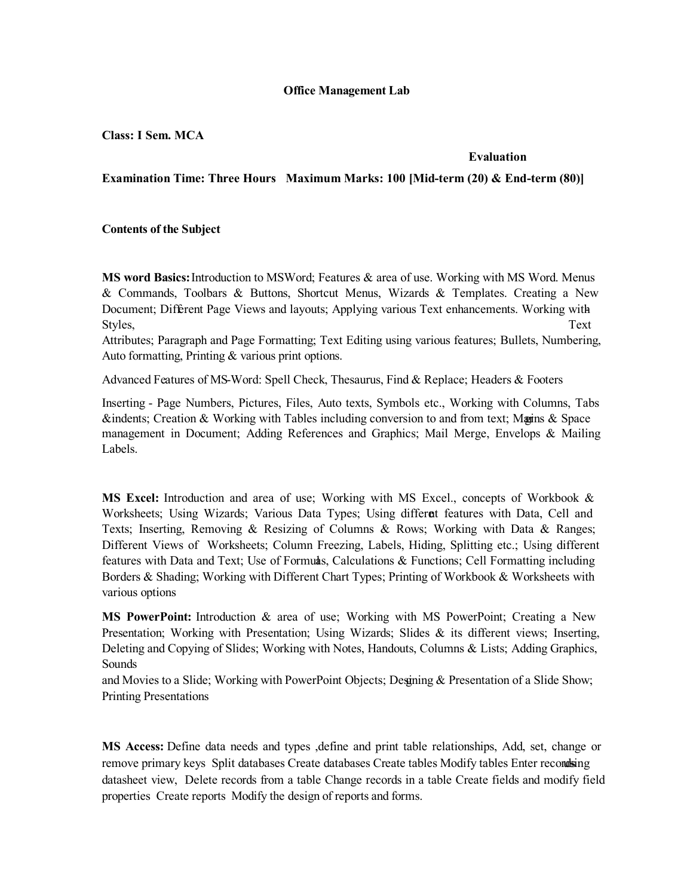# Office Management Lab

**Class: I Sem. MCA**

**Evaluation**

**Examination Time: Three Hours Maximum Marks: 100 [Mid-term (20) & End-term (80)]**

**Contents of the Subject**

**MS word Basics:** Introduction to MSWord; Features & area of use. Working with MS Word. Menus & Commands, Toolbars & Buttons, Shortcut Menus, Wizards & Templates. Creating a New Document; Different Page Views and layouts; Applying various Text enhancements. Working with Styles, Text Attributes; Paragraph and Page Formatting; Text Editing using various features; Bullets, Numbering, Auto formatting, Printing & various print options.

Advanced Features of MS-Word: Spell Check, Thesaurus, Find & Replace; Headers & Footers

Inserting - Page Numbers, Pictures, Files, Auto texts, Symbols etc., Working with Columns, Tabs &indents; Creation & Working with Tables including conversion to and from text; Margins & Space management in Document; Adding References and Graphics; Mail Merge, Envelops & Mailing Labels.

**MS Excel:** Introduction and area of use; Working with MS Excel., concepts of Workbook & Worksheets; Using Wizards; Various Data Types; Using different features with Data, Cell and Texts; Inserting, Removing & Resizing of Columns & Rows; Working with Data & Ranges; Different Views of Worksheets; Column Freezing, Labels, Hiding, Splitting etc.; Using different features with Data and Text; Use of Formulas, Calculations & Functions; Cell Formatting including Borders & Shading; Working with Different Chart Types; Printing of Workbook & Worksheets with various options

**MS PowerPoint:** Introduction & area of use; Working with MS PowerPoint; Creating a New Presentation; Working with Presentation; Using Wizards; Slides & its different views; Inserting, Deleting and Copying of Slides; Working with Notes, Handouts, Columns & Lists; Adding Graphics, Sounds and Movies to a Slide; Working with PowerPoint Objects; Designing & Presentation of a Slide Show; Printing Presentations

**MS Access:** Define data needs and types ,define and print table relationships, Add, set, change or remove primary keys Split databases Create databases Create tables Modify tables Enter records using datasheet view, Delete records from a table Change records in a table Create fields and modify field properties Create reports Modify the design of reports and forms.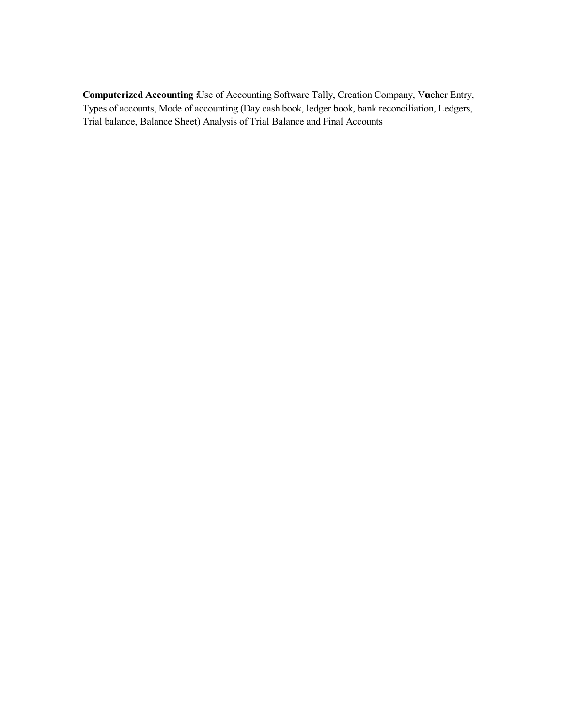**Computerized Accounting :** Use of Accounting Software Tally, Creation Company, Voucher Entry, Types of accounts, Mode of accounting (Day cash book, ledger book, bank reconciliation, Ledgers, Trial balance, Balance Sheet) Analysis of Trial Balance and Final Accounts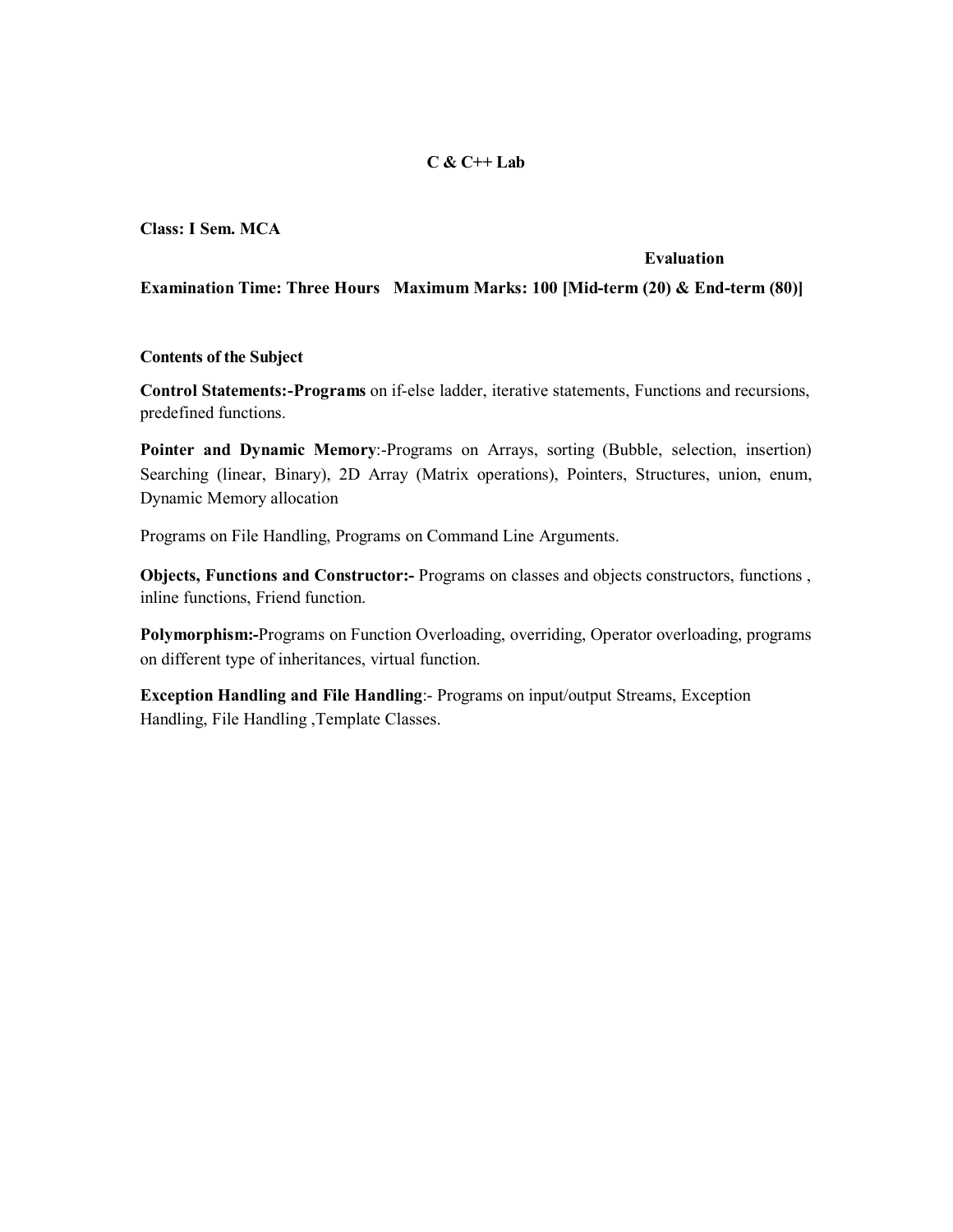# C & C++ Lab

**Class: I Sem. MCA**

**Evaluation**

**Examination Time: Three Hours Maximum Marks: 100 [Mid-term (20) & End-term (80)]**

**Contents of the Subject**

**Control Statements:-Programs** on if-else ladder, iterative statements, Functions and recursions, predefined functions.

**Pointer and Dynamic Memory**:-Programs on Arrays, sorting (Bubble, selection, insertion) Searching (linear, Binary), 2D Array (Matrix operations), Pointers, Structures, union, enum, Dynamic Memory allocation

Programs on File Handling, Programs on Command Line Arguments.

**Objects, Functions and Constructor:-** Programs on classes and objects constructors, functions , inline functions, Friend function.

**Polymorphism:-**Programs on Function Overloading, overriding, Operator overloading, programs on different type of inheritances, virtual function.

**Exception Handling and File Handling**:- Programs on input/output Streams, Exception Handling, File Handling ,Template Classes.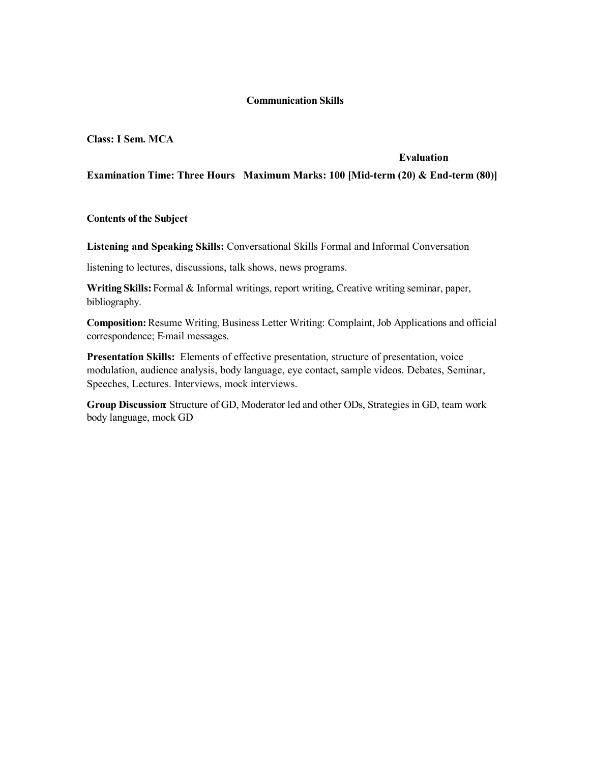## Communication Skills

**Class: I Sem. MCA**

**Evaluation**

**Examination Time: Three Hours Maximum Marks: 100 [Mid-term (20) & End-term (80)]**

**Contents of the Subject**

**Listening and Speaking Skills:** Conversational Skills Formal and Informal Conversation

listening to lectures, discussions, talk shows, news programs.

**Writing Skills:** Formal & Informal writings, report writing, Creative writing seminar, paper, bibliography.

**Composition:** Resume Writing, Business Letter Writing: Complaint, Job Applications and official correspondence; E-mail messages.

**Presentation Skills:** Elements of effective presentation, structure of presentation, voice modulation, audience analysis, body language, eye contact, sample videos. Debates, Seminar, Speeches, Lectures. Interviews, mock interviews.

**Group Discussion:** Structure of GD, Moderator led and other ODs, Strategies in GD, team work body language, mock GD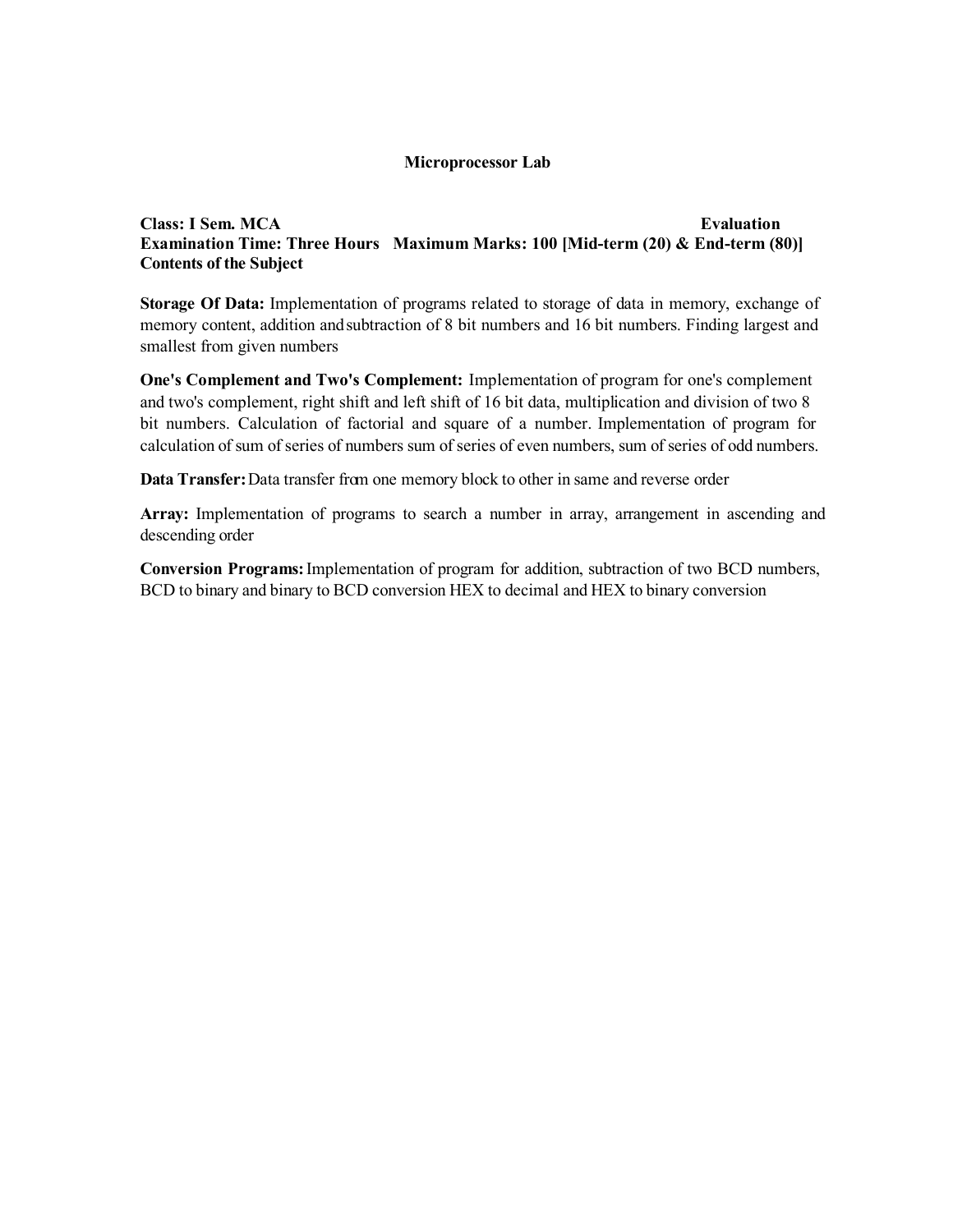## Microprocessor Lab

**Class: I Sem. MCA** **Evaluation**
**Examination Time: Three Hours Maximum Marks: 100 [Mid-term (20) & End-term (80)]**
**Contents of the Subject**

**Storage Of Data:** Implementation of programs related to storage of data in memory, exchange of memory content, addition and subtraction of 8 bit numbers and 16 bit numbers. Finding largest and smallest from given numbers

**One's Complement and Two's Complement:** Implementation of program for one's complement and two's complement, right shift and left shift of 16 bit data, multiplication and division of two 8 bit numbers. Calculation of factorial and square of a number. Implementation of program for calculation of sum of series of numbers sum of series of even numbers, sum of series of odd numbers.

**Data Transfer:** Data transfer from one memory block to other in same and reverse order

**Array:** Implementation of programs to search a number in array, arrangement in ascending and descending order

**Conversion Programs:** Implementation of program for addition, subtraction of two BCD numbers, BCD to binary and binary to BCD conversion HEX to decimal and HEX to binary conversion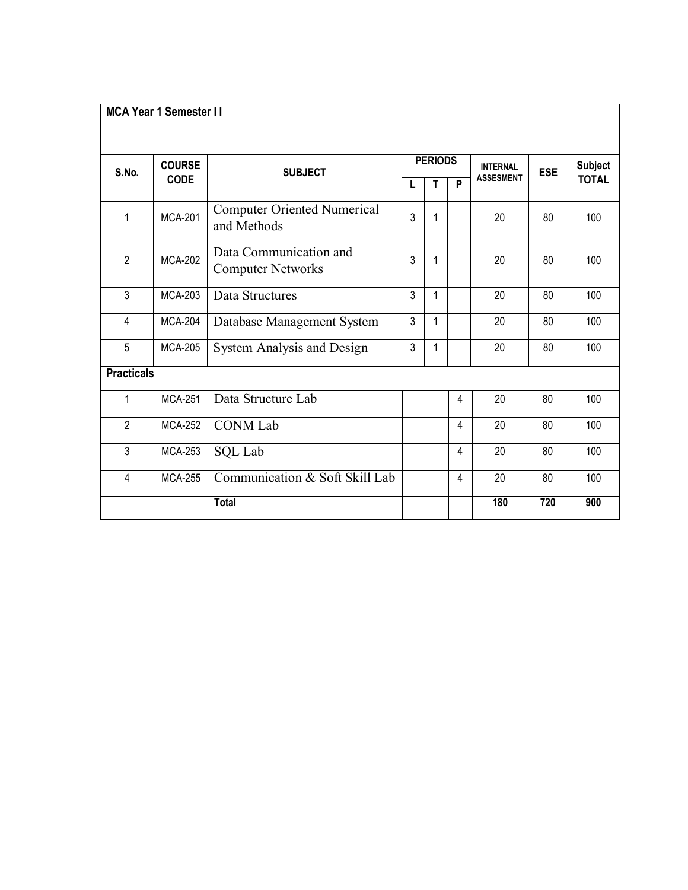| MCA Year 1 Semester I I | | | | | | | | |
|---|---|---|---|---|---|---|---|---|
| S.No. | COURSE CODE | SUBJECT | PERIODS | | | INTERNAL ASSESMENT | ESE | Subject TOTAL |
| | | | L | T | P | | | |
| 1 | MCA-201 | Computer Oriented Numerical and Methods | 3 | 1 | | 20 | 80 | 100 |
| 2 | MCA-202 | Data Communication and Computer Networks | 3 | 1 | | 20 | 80 | 100 |
| 3 | MCA-203 | Data Structures | 3 | 1 | | 20 | 80 | 100 |
| 4 | MCA-204 | Database Management System | 3 | 1 | | 20 | 80 | 100 |
| 5 | MCA-205 | System Analysis and Design | 3 | 1 | | 20 | 80 | 100 |
| **Practicals** | | | | | | | | |
| 1 | MCA-251 | Data Structure Lab | | | 4 | 20 | 80 | 100 |
| 2 | MCA-252 | CONM Lab | | | 4 | 20 | 80 | 100 |
| 3 | MCA-253 | SQL Lab | | | 4 | 20 | 80 | 100 |
| 4 | MCA-255 | Communication & Soft Skill Lab | | | 4 | 20 | 80 | 100 |
| | | **Total** | | | | **180** | **720** | **900** |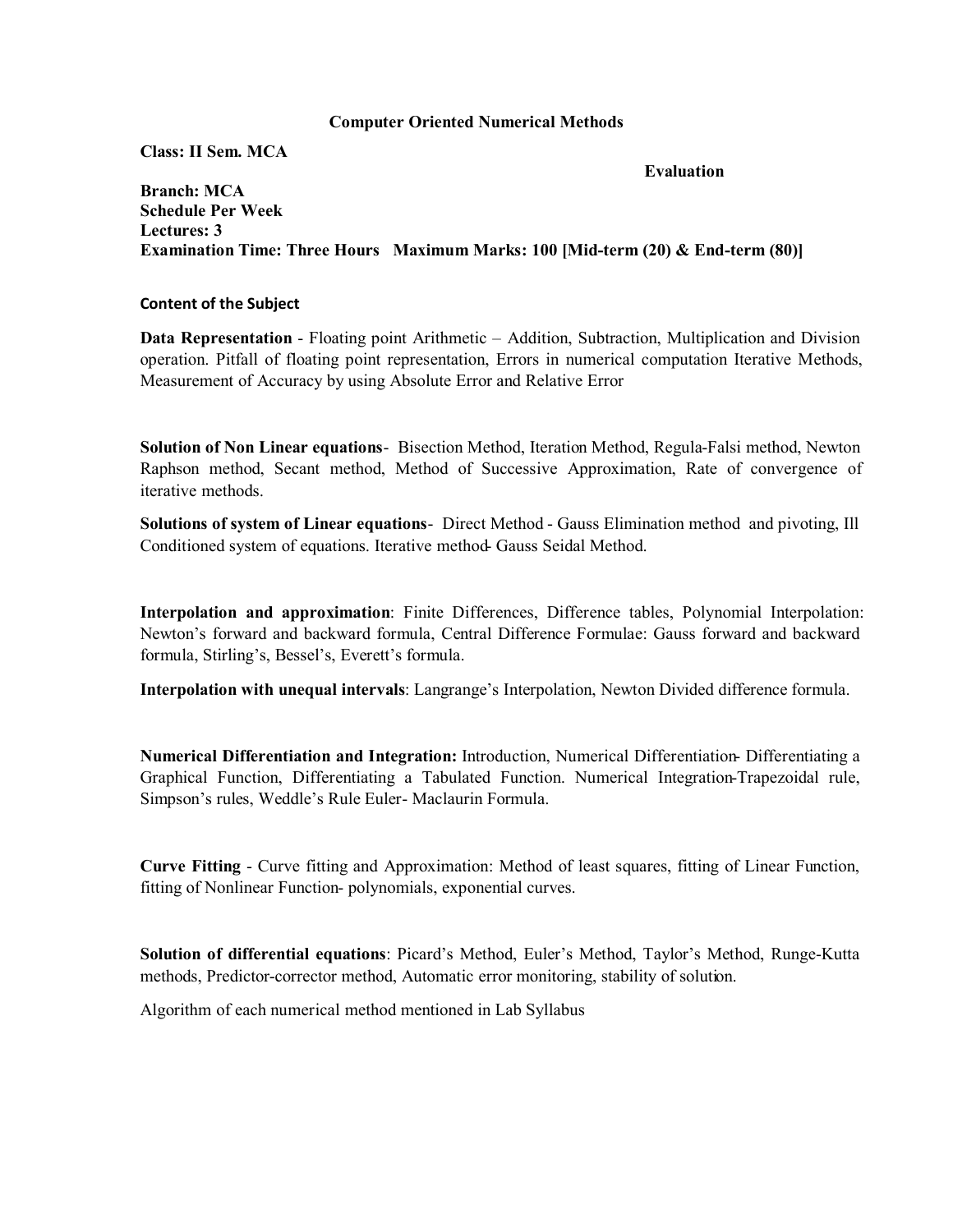# Computer Oriented Numerical Methods

**Class: II Sem. MCA**

**Evaluation**

**Branch: MCA**
**Schedule Per Week**
**Lectures: 3**
**Examination Time: Three Hours   Maximum Marks: 100 [Mid-term (20) & End-term (80)]**

## Content of the Subject

**Data Representation** - Floating point Arithmetic – Addition, Subtraction, Multiplication and Division operation. Pitfall of floating point representation, Errors in numerical computation Iterative Methods, Measurement of Accuracy by using Absolute Error and Relative Error

**Solution of Non Linear equations**- Bisection Method, Iteration Method, Regula-Falsi method, Newton Raphson method, Secant method, Method of Successive Approximation, Rate of convergence of iterative methods.

**Solutions of system of Linear equations**- Direct Method - Gauss Elimination method and pivoting, Ill Conditioned system of equations. Iterative method- Gauss Seidal Method.

**Interpolation and approximation**: Finite Differences, Difference tables, Polynomial Interpolation: Newton's forward and backward formula, Central Difference Formulae: Gauss forward and backward formula, Stirling's, Bessel's, Everett's formula.

**Interpolation with unequal intervals**: Langrange's Interpolation, Newton Divided difference formula.

**Numerical Differentiation and Integration:** Introduction, Numerical Differentiation- Differentiating a Graphical Function, Differentiating a Tabulated Function. Numerical Integration-Trapezoidal rule, Simpson's rules, Weddle's Rule Euler- Maclaurin Formula.

**Curve Fitting** - Curve fitting and Approximation: Method of least squares, fitting of Linear Function, fitting of Nonlinear Function- polynomials, exponential curves.

**Solution of differential equations**: Picard's Method, Euler's Method, Taylor's Method, Runge-Kutta methods, Predictor-corrector method, Automatic error monitoring, stability of solution.

Algorithm of each numerical method mentioned in Lab Syllabus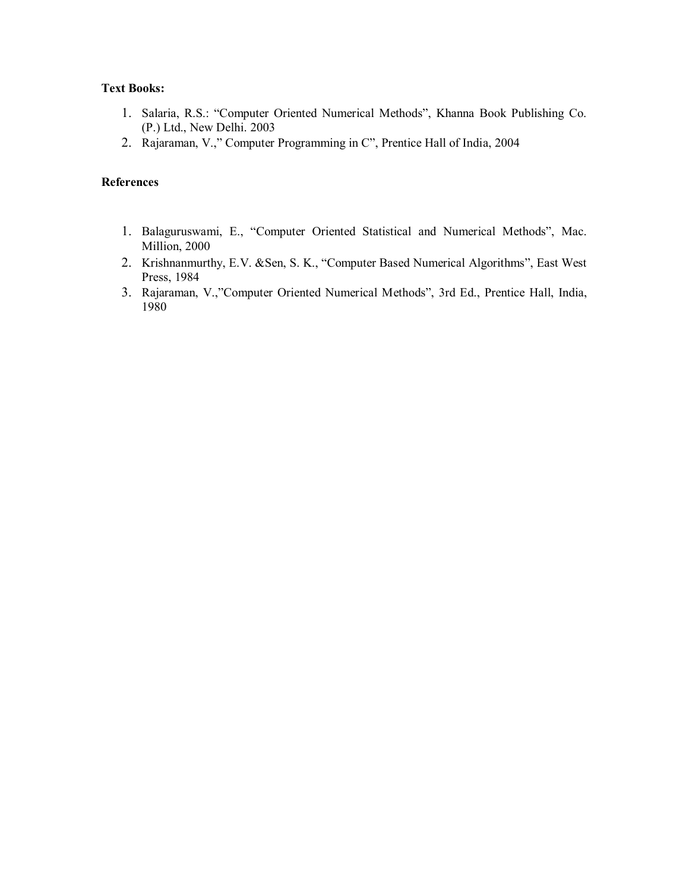**Text Books:**

1. Salaria, R.S.: “Computer Oriented Numerical Methods”, Khanna Book Publishing Co. (P.) Ltd., New Delhi. 2003
2. Rajaraman, V.,” Computer Programming in C”, Prentice Hall of India, 2004

**References**

1. Balaguruswami, E., “Computer Oriented Statistical and Numerical Methods”, Mac. Million, 2000
2. Krishnanmurthy, E.V. &Sen, S. K., “Computer Based Numerical Algorithms”, East West Press, 1984
3. Rajaraman, V.,”Computer Oriented Numerical Methods”, 3rd Ed., Prentice Hall, India, 1980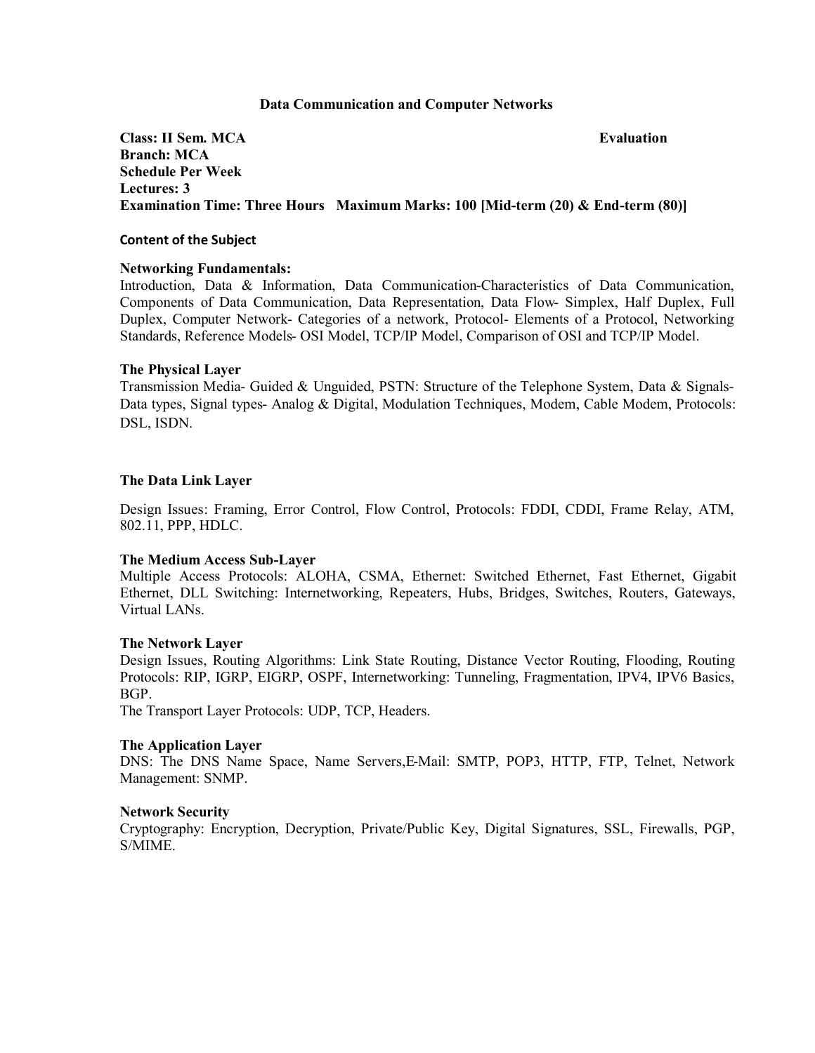## Data Communication and Computer Networks

**Class: II Sem. MCA** **Evaluation**
**Branch: MCA**
**Schedule Per Week**
**Lectures: 3**
**Examination Time: Three Hours Maximum Marks: 100 [Mid-term (20) & End-term (80)]**

### Content of the Subject

**Networking Fundamentals:**
Introduction, Data & Information, Data Communication-Characteristics of Data Communication, Components of Data Communication, Data Representation, Data Flow- Simplex, Half Duplex, Full Duplex, Computer Network- Categories of a network, Protocol- Elements of a Protocol, Networking Standards, Reference Models- OSI Model, TCP/IP Model, Comparison of OSI and TCP/IP Model.

**The Physical Layer**
Transmission Media- Guided & Unguided, PSTN: Structure of the Telephone System, Data & Signals- Data types, Signal types- Analog & Digital, Modulation Techniques, Modem, Cable Modem, Protocols: DSL, ISDN.

**The Data Link Layer**

Design Issues: Framing, Error Control, Flow Control, Protocols: FDDI, CDDI, Frame Relay, ATM, 802.11, PPP, HDLC.

**The Medium Access Sub-Layer**
Multiple Access Protocols: ALOHA, CSMA, Ethernet: Switched Ethernet, Fast Ethernet, Gigabit Ethernet, DLL Switching: Internetworking, Repeaters, Hubs, Bridges, Switches, Routers, Gateways, Virtual LANs.

**The Network Layer**
Design Issues, Routing Algorithms: Link State Routing, Distance Vector Routing, Flooding, Routing Protocols: RIP, IGRP, EIGRP, OSPF, Internetworking: Tunneling, Fragmentation, IPV4, IPV6 Basics, BGP.
The Transport Layer Protocols: UDP, TCP, Headers.

**The Application Layer**
DNS: The DNS Name Space, Name Servers,E-Mail: SMTP, POP3, HTTP, FTP, Telnet, Network Management: SNMP.

**Network Security**
Cryptography: Encryption, Decryption, Private/Public Key, Digital Signatures, SSL, Firewalls, PGP, S/MIME.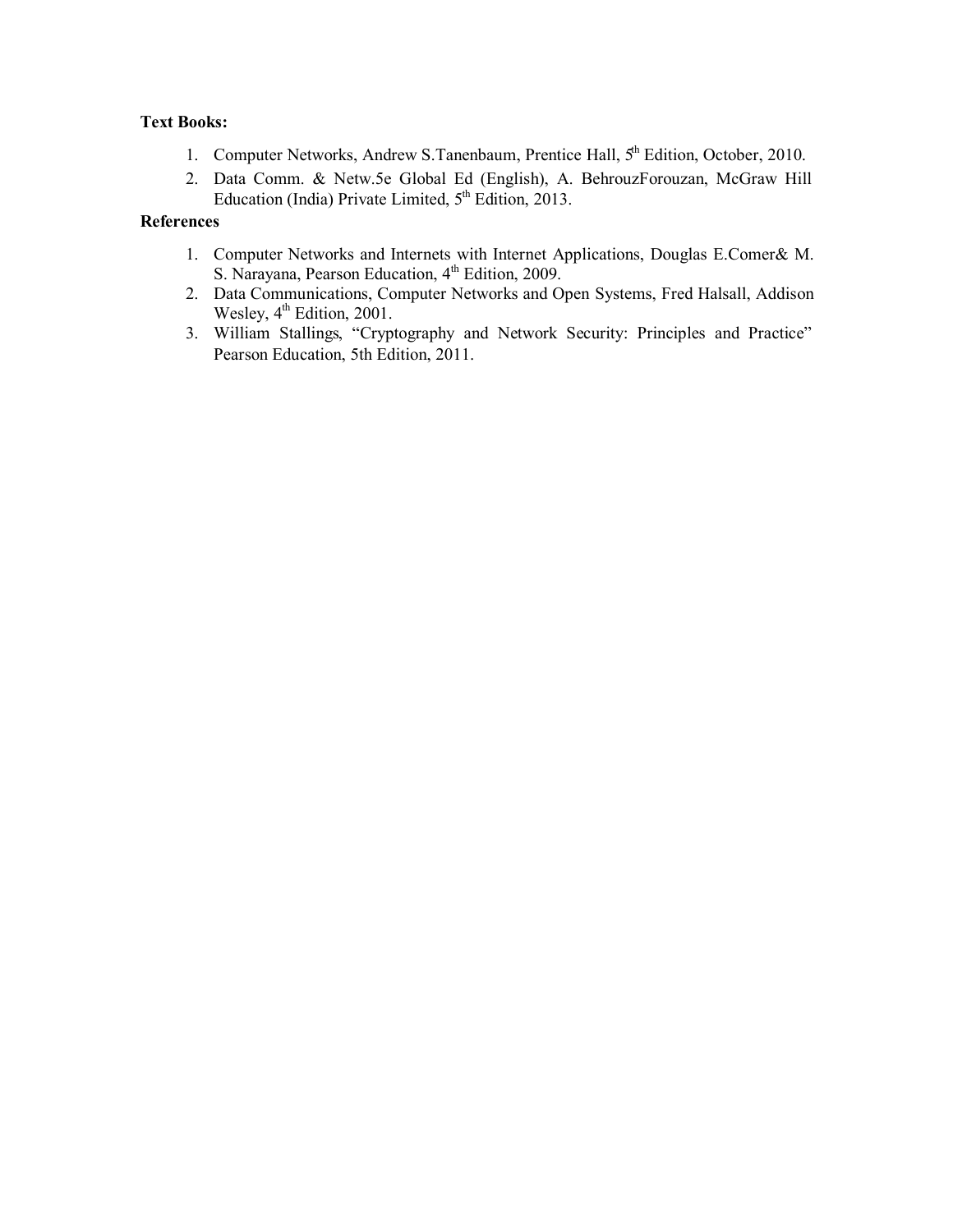**Text Books:**

1. Computer Networks, Andrew S.Tanenbaum, Prentice Hall, 5th Edition, October, 2010.
2. Data Comm. & Netw.5e Global Ed (English), A. BehrouzForouzan, McGraw Hill Education (India) Private Limited, 5th Edition, 2013.

**References**

1. Computer Networks and Internets with Internet Applications, Douglas E.Comer& M. S. Narayana, Pearson Education, 4th Edition, 2009.
2. Data Communications, Computer Networks and Open Systems, Fred Halsall, Addison Wesley, 4th Edition, 2001.
3. William Stallings, "Cryptography and Network Security: Principles and Practice" Pearson Education, 5th Edition, 2011.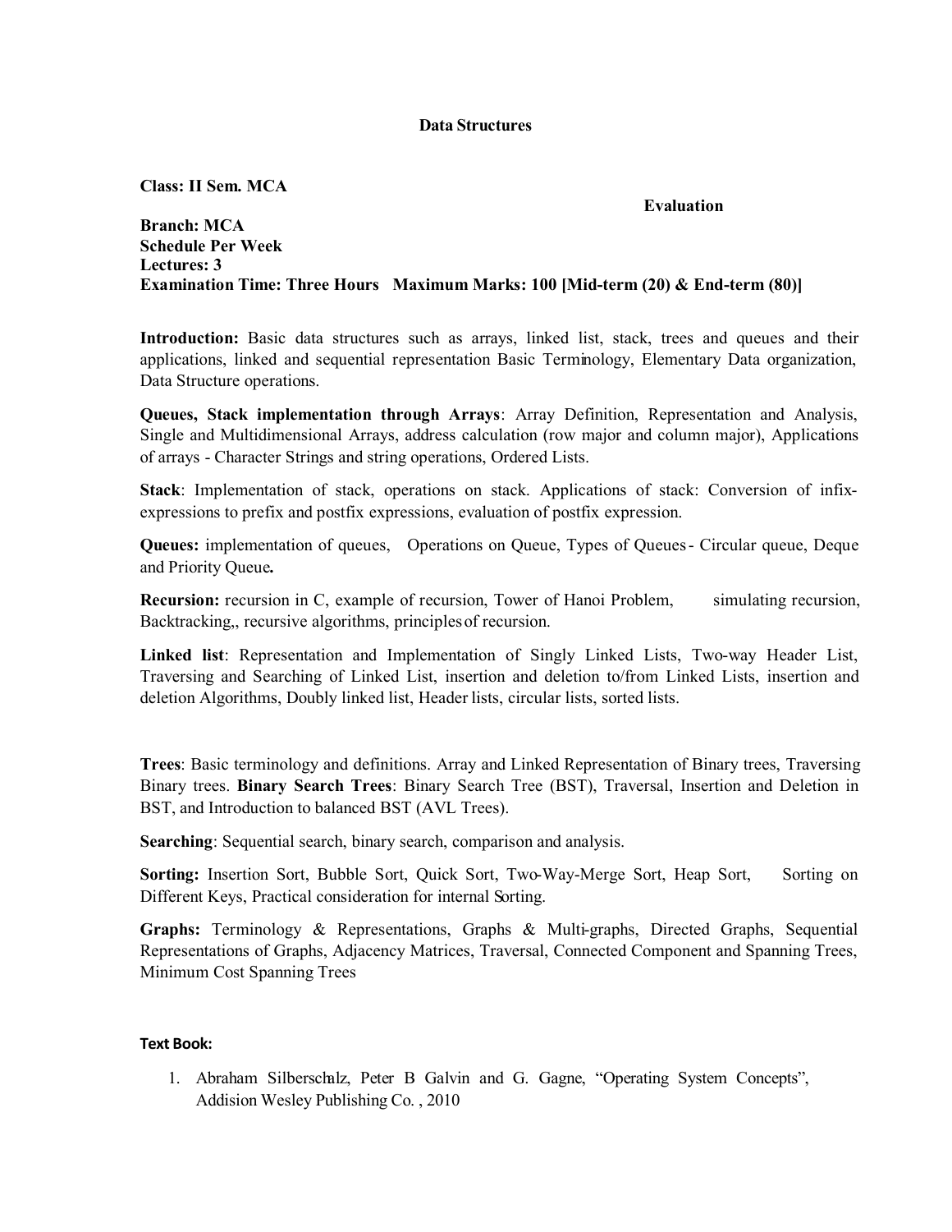# Data Structures

**Class: II Sem. MCA**

**Evaluation**

**Branch: MCA**
**Schedule Per Week**
**Lectures: 3**
**Examination Time: Three Hours   Maximum Marks: 100 [Mid-term (20) & End-term (80)]**

**Introduction:** Basic data structures such as arrays, linked list, stack, trees and queues and their applications, linked and sequential representation Basic Terminology, Elementary Data organization, Data Structure operations.

**Queues, Stack implementation through Arrays**: Array Definition, Representation and Analysis, Single and Multidimensional Arrays, address calculation (row major and column major), Applications of arrays - Character Strings and string operations, Ordered Lists.

**Stack**: Implementation of stack, operations on stack. Applications of stack: Conversion of infix-expressions to prefix and postfix expressions, evaluation of postfix expression.

**Queues:** implementation of queues, Operations on Queue, Types of Queues - Circular queue, Deque and Priority Queue**.**

**Recursion:** recursion in C, example of recursion, Tower of Hanoi Problem, simulating recursion, Backtracking,, recursive algorithms, principles of recursion.

**Linked list**: Representation and Implementation of Singly Linked Lists, Two-way Header List, Traversing and Searching of Linked List, insertion and deletion to/from Linked Lists, insertion and deletion Algorithms, Doubly linked list, Header lists, circular lists, sorted lists.

**Trees**: Basic terminology and definitions. Array and Linked Representation of Binary trees, Traversing Binary trees. **Binary Search Trees**: Binary Search Tree (BST), Traversal, Insertion and Deletion in BST, and Introduction to balanced BST (AVL Trees).

**Searching**: Sequential search, binary search, comparison and analysis.

**Sorting:** Insertion Sort, Bubble Sort, Quick Sort, Two-Way-Merge Sort, Heap Sort, Sorting on Different Keys, Practical consideration for internal Sorting.

**Graphs:** Terminology & Representations, Graphs & Multi-graphs, Directed Graphs, Sequential Representations of Graphs, Adjacency Matrices, Traversal, Connected Component and Spanning Trees, Minimum Cost Spanning Trees

**Text Book:**

1. Abraham Silberschalz, Peter B Galvin and G. Gagne, "Operating System Concepts", Addision Wesley Publishing Co. , 2010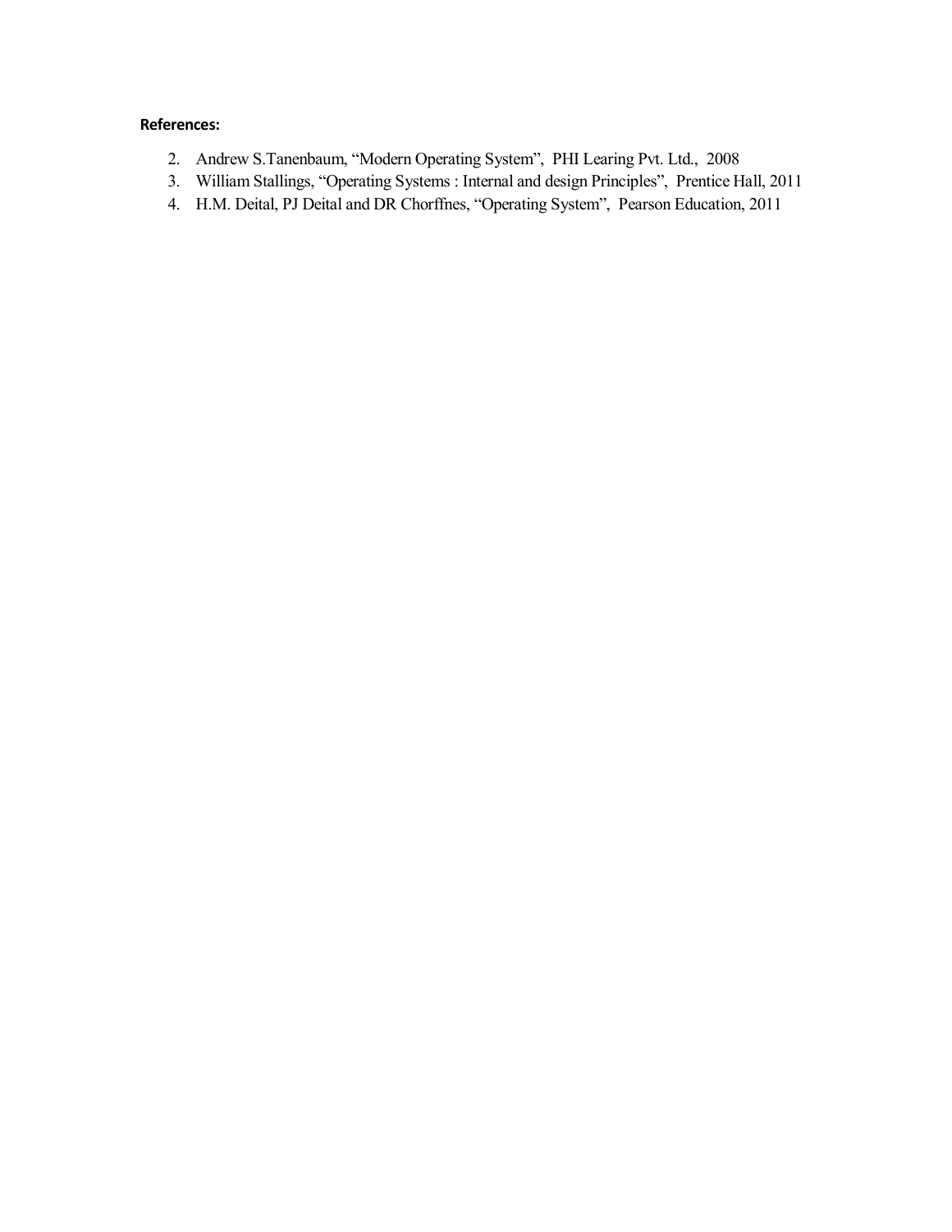**References:**

2. Andrew S.Tanenbaum, "Modern Operating System", PHI Learing Pvt. Ltd., 2008
3. William Stallings, "Operating Systems : Internal and design Principles", Prentice Hall, 2011
4. H.M. Deital, PJ Deital and DR Chorffnes, "Operating System", Pearson Education, 2011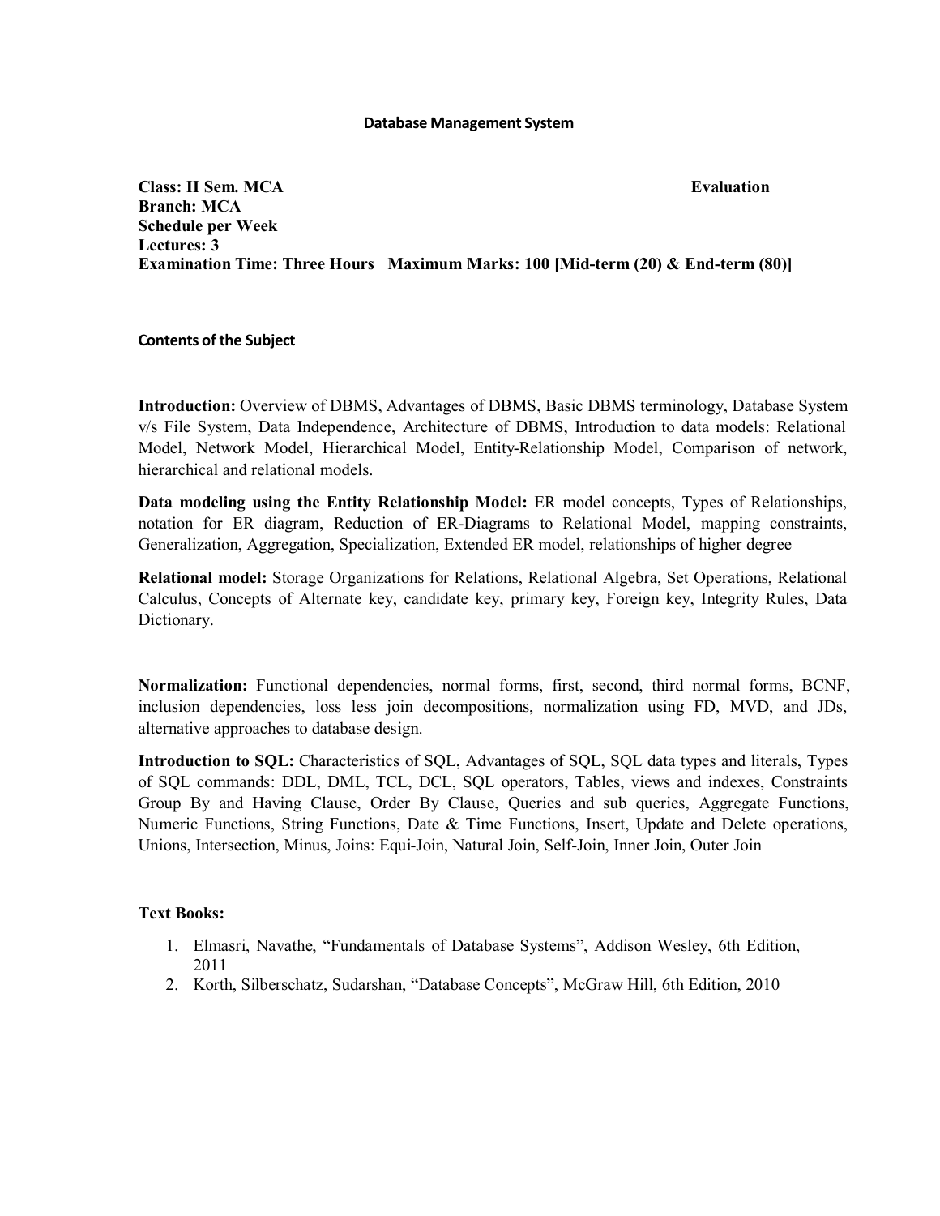## Database Management System

**Class: II Sem. MCA** **Evaluation**
**Branch: MCA**
**Schedule per Week**
**Lectures: 3**
**Examination Time: Three Hours Maximum Marks: 100 [Mid-term (20) & End-term (80)]**

### Contents of the Subject

**Introduction:** Overview of DBMS, Advantages of DBMS, Basic DBMS terminology, Database System v/s File System, Data Independence, Architecture of DBMS, Introduction to data models: Relational Model, Network Model, Hierarchical Model, Entity-Relationship Model, Comparison of network, hierarchical and relational models.

**Data modeling using the Entity Relationship Model:** ER model concepts, Types of Relationships, notation for ER diagram, Reduction of ER-Diagrams to Relational Model, mapping constraints, Generalization, Aggregation, Specialization, Extended ER model, relationships of higher degree

**Relational model:** Storage Organizations for Relations, Relational Algebra, Set Operations, Relational Calculus, Concepts of Alternate key, candidate key, primary key, Foreign key, Integrity Rules, Data Dictionary.

**Normalization:** Functional dependencies, normal forms, first, second, third normal forms, BCNF, inclusion dependencies, loss less join decompositions, normalization using FD, MVD, and JDs, alternative approaches to database design.

**Introduction to SQL:** Characteristics of SQL, Advantages of SQL, SQL data types and literals, Types of SQL commands: DDL, DML, TCL, DCL, SQL operators, Tables, views and indexes, Constraints Group By and Having Clause, Order By Clause, Queries and sub queries, Aggregate Functions, Numeric Functions, String Functions, Date & Time Functions, Insert, Update and Delete operations, Unions, Intersection, Minus, Joins: Equi-Join, Natural Join, Self-Join, Inner Join, Outer Join

**Text Books:**

1. Elmasri, Navathe, "Fundamentals of Database Systems", Addison Wesley, 6th Edition, 2011
2. Korth, Silberschatz, Sudarshan, "Database Concepts", McGraw Hill, 6th Edition, 2010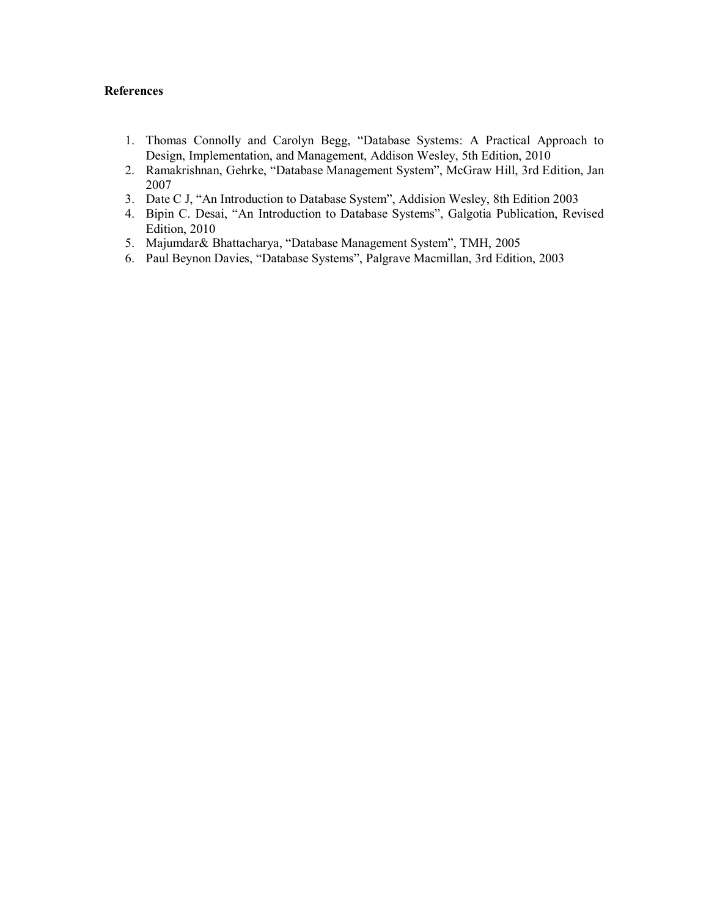**References**

1. Thomas Connolly and Carolyn Begg, "Database Systems: A Practical Approach to Design, Implementation, and Management, Addison Wesley, 5th Edition, 2010
2. Ramakrishnan, Gehrke, "Database Management System", McGraw Hill, 3rd Edition, Jan 2007
3. Date C J, "An Introduction to Database System", Addision Wesley, 8th Edition 2003
4. Bipin C. Desai, "An Introduction to Database Systems", Galgotia Publication, Revised Edition, 2010
5. Majumdar& Bhattacharya, "Database Management System", TMH, 2005
6. Paul Beynon Davies, "Database Systems", Palgrave Macmillan, 3rd Edition, 2003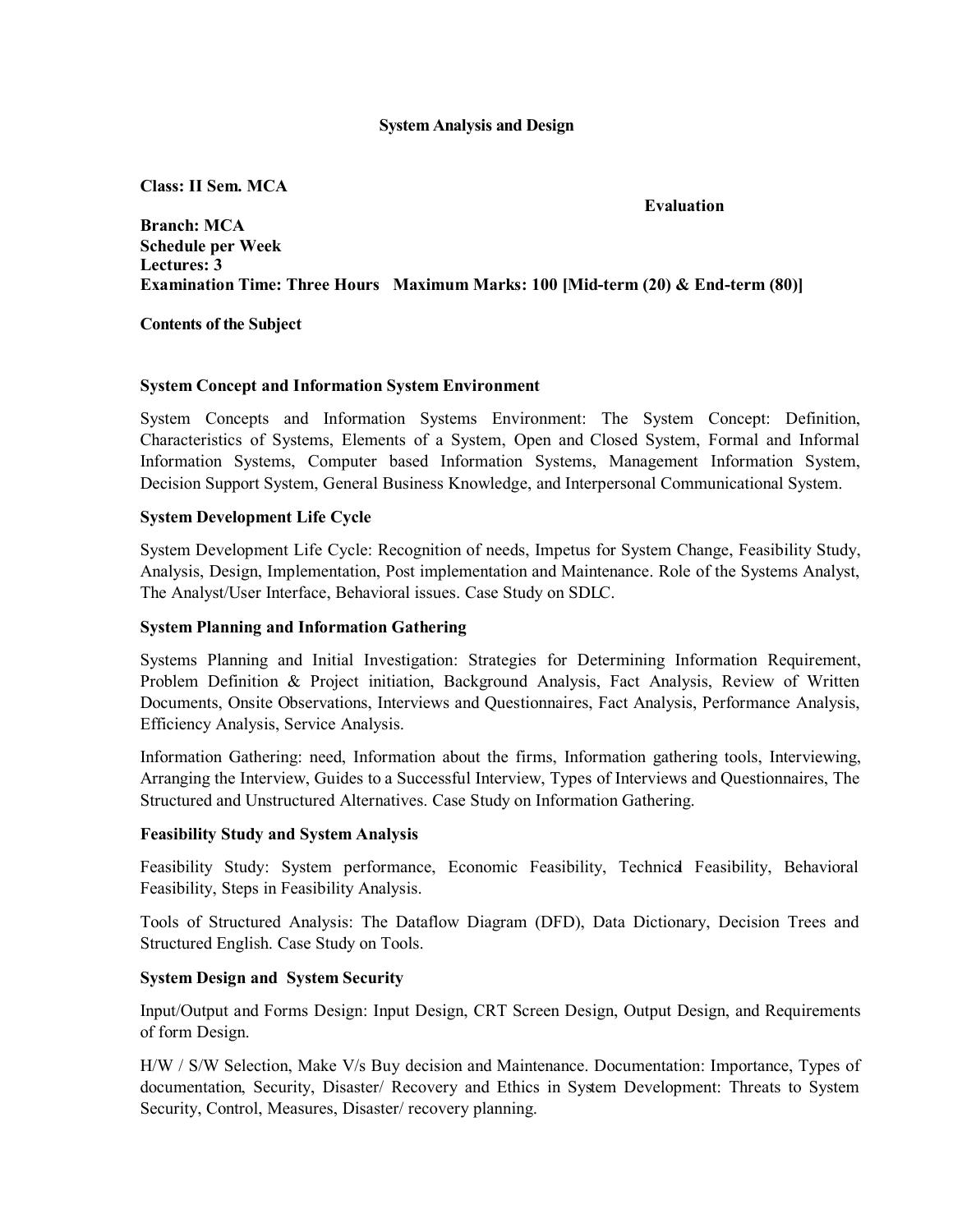## System Analysis and Design

**Class: II Sem. MCA**

**Evaluation**

**Branch: MCA**
**Schedule per Week**
**Lectures: 3**
**Examination Time: Three Hours  Maximum Marks: 100 [Mid-term (20) & End-term (80)]**

**Contents of the Subject**

### System Concept and Information System Environment

System Concepts and Information Systems Environment: The System Concept: Definition, Characteristics of Systems, Elements of a System, Open and Closed System, Formal and Informal Information Systems, Computer based Information Systems, Management Information System, Decision Support System, General Business Knowledge, and Interpersonal Communicational System.

### System Development Life Cycle

System Development Life Cycle: Recognition of needs, Impetus for System Change, Feasibility Study, Analysis, Design, Implementation, Post implementation and Maintenance. Role of the Systems Analyst, The Analyst/User Interface, Behavioral issues. Case Study on SDLC.

### System Planning and Information Gathering

Systems Planning and Initial Investigation: Strategies for Determining Information Requirement, Problem Definition & Project initiation, Background Analysis, Fact Analysis, Review of Written Documents, Onsite Observations, Interviews and Questionnaires, Fact Analysis, Performance Analysis, Efficiency Analysis, Service Analysis.

Information Gathering: need, Information about the firms, Information gathering tools, Interviewing, Arranging the Interview, Guides to a Successful Interview, Types of Interviews and Questionnaires, The Structured and Unstructured Alternatives. Case Study on Information Gathering.

### Feasibility Study and System Analysis

Feasibility Study: System performance, Economic Feasibility, Technical Feasibility, Behavioral Feasibility, Steps in Feasibility Analysis.

Tools of Structured Analysis: The Dataflow Diagram (DFD), Data Dictionary, Decision Trees and Structured English. Case Study on Tools.

### System Design and System Security

Input/Output and Forms Design: Input Design, CRT Screen Design, Output Design, and Requirements of form Design.

H/W / S/W Selection, Make V/s Buy decision and Maintenance. Documentation: Importance, Types of documentation, Security, Disaster/ Recovery and Ethics in System Development: Threats to System Security, Control, Measures, Disaster/ recovery planning.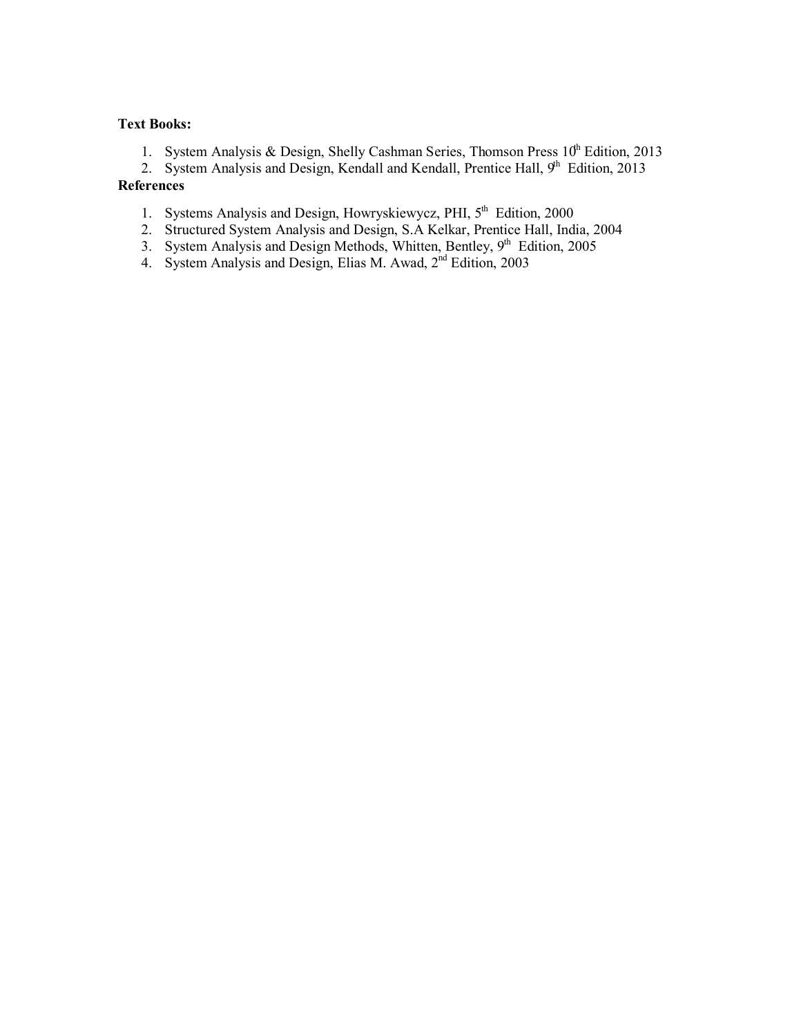**Text Books:**

1. System Analysis & Design, Shelly Cashman Series, Thomson Press 10th Edition, 2013
2. System Analysis and Design, Kendall and Kendall, Prentice Hall, 9th Edition, 2013

**References**

1. Systems Analysis and Design, Howryskiewycz, PHI, 5th Edition, 2000
2. Structured System Analysis and Design, S.A Kelkar, Prentice Hall, India, 2004
3. System Analysis and Design Methods, Whitten, Bentley, 9th Edition, 2005
4. System Analysis and Design, Elias M. Awad, 2nd Edition, 2003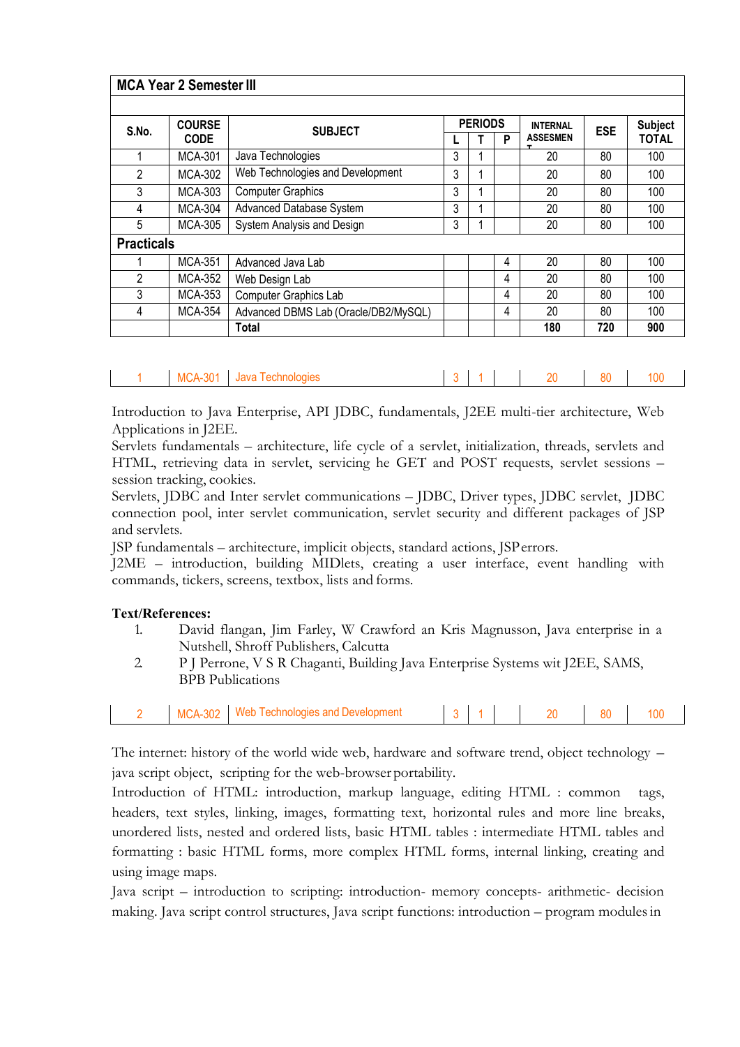| MCA Year 2 Semester III | | | | | | | | | |
|---|---|---|---|---|---|---|---|---|---|
| S.No. | COURSE CODE | SUBJECT | PERIODS | | | INTERNAL ASSESMENT | ESE | Subject TOTAL |
| | | | L | T | P | | | |
| 1 | MCA-301 | Java Technologies | 3 | 1 | | 20 | 80 | 100 |
| 2 | MCA-302 | Web Technologies and Development | 3 | 1 | | 20 | 80 | 100 |
| 3 | MCA-303 | Computer Graphics | 3 | 1 | | 20 | 80 | 100 |
| 4 | MCA-304 | Advanced Database System | 3 | 1 | | 20 | 80 | 100 |
| 5 | MCA-305 | System Analysis and Design | 3 | 1 | | 20 | 80 | 100 |
| **Practicals** | | | | | | | | |
| 1 | MCA-351 | Advanced Java Lab | | | 4 | 20 | 80 | 100 |
| 2 | MCA-352 | Web Design Lab | | | 4 | 20 | 80 | 100 |
| 3 | MCA-353 | Computer Graphics Lab | | | 4 | 20 | 80 | 100 |
| 4 | MCA-354 | Advanced DBMS Lab (Oracle/DB2/MySQL) | | | 4 | 20 | 80 | 100 |
| | | **Total** | | | | **180** | **720** | **900** |

| | | | | | | | | |
|---|---|---|---|---|---|---|---|---|
| 1 | MCA-301 | Java Technologies | 3 | 1 | | 20 | 80 | 100 |

Introduction to Java Enterprise, API JDBC, fundamentals, J2EE multi-tier architecture, Web Applications in J2EE.
Servlets fundamentals – architecture, life cycle of a servlet, initialization, threads, servlets and HTML, retrieving data in servlet, servicing he GET and POST requests, servlet sessions – session tracking, cookies.
Servlets, JDBC and Inter servlet communications – JDBC, Driver types, JDBC servlet, JDBC connection pool, inter servlet communication, servlet security and different packages of JSP and servlets.
JSP fundamentals – architecture, implicit objects, standard actions, JSP errors.
J2ME – introduction, building MIDlets, creating a user interface, event handling with commands, tickers, screens, textbox, lists and forms.

**Text/References:**

1. David flangan, Jim Farley, W Crawford an Kris Magnusson, Java enterprise in a Nutshell, Shroff Publishers, Calcutta
2. P J Perrone, V S R Chaganti, Building Java Enterprise Systems wit J2EE, SAMS, BPB Publications

| | | | | | | | | |
|---|---|---|---|---|---|---|---|---|
| 2 | MCA-302 | Web Technologies and Development | 3 | 1 | | 20 | 80 | 100 |

The internet: history of the world wide web, hardware and software trend, object technology – java script object, scripting for the web-browser portability.
Introduction of HTML: introduction, markup language, editing HTML : common tags, headers, text styles, linking, images, formatting text, horizontal rules and more line breaks, unordered lists, nested and ordered lists, basic HTML tables : intermediate HTML tables and formatting : basic HTML forms, more complex HTML forms, internal linking, creating and using image maps.
Java script – introduction to scripting: introduction- memory concepts- arithmetic- decision making. Java script control structures, Java script functions: introduction – program modules in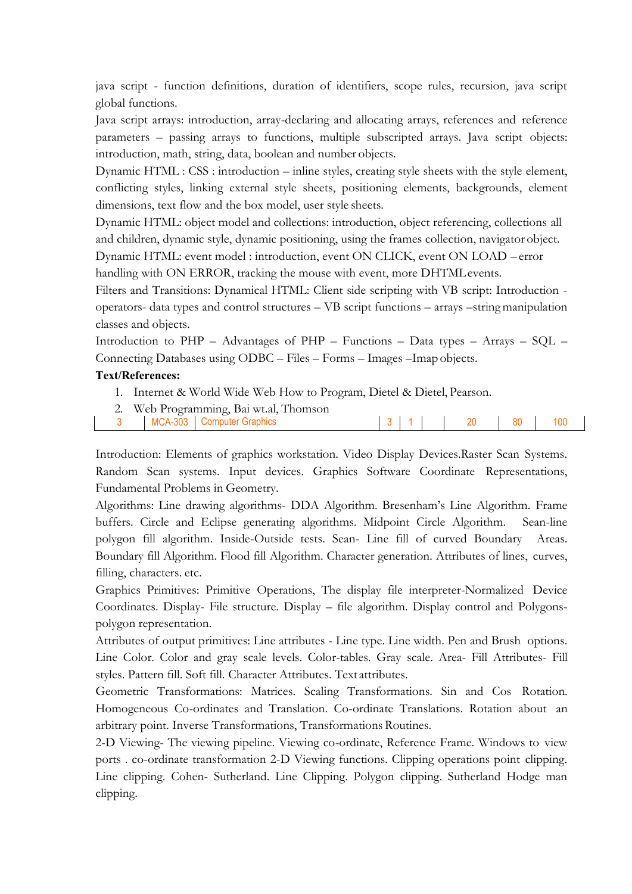java script - function definitions, duration of identifiers, scope rules, recursion, java script global functions.

Java script arrays: introduction, array-declaring and allocating arrays, references and reference parameters – passing arrays to functions, multiple subscripted arrays. Java script objects: introduction, math, string, data, boolean and number objects.

Dynamic HTML : CSS : introduction – inline styles, creating style sheets with the style element, conflicting styles, linking external style sheets, positioning elements, backgrounds, element dimensions, text flow and the box model, user style sheets.

Dynamic HTML: object model and collections: introduction, object referencing, collections all and children, dynamic style, dynamic positioning, using the frames collection, navigator object.

Dynamic HTML: event model : introduction, event ON CLICK, event ON LOAD – error handling with ON ERROR, tracking the mouse with event, more DHTML events.

Filters and Transitions: Dynamical HTML: Client side scripting with VB script: Introduction - operators- data types and control structures – VB script functions – arrays –string manipulation classes and objects.

Introduction to PHP – Advantages of PHP – Functions – Data types – Arrays – SQL – Connecting Databases using ODBC – Files – Forms – Images –Imap objects.

**Text/References:**

1. Internet & World Wide Web How to Program, Dietel & Dietel, Pearson.
2. Web Programming, Bai wt.al, Thomson

| | | | | | | | | |
|---|---|---|---|---|---|---|---|---|
| 3 | MCA-303 | Computer Graphics | 3 | 1 | | 20 | 80 | 100 |

Introduction: Elements of graphics workstation. Video Display Devices.Raster Scan Systems. Random Scan systems. Input devices. Graphics Software Coordinate Representations, Fundamental Problems in Geometry.

Algorithms: Line drawing algorithms- DDA Algorithm. Bresenham's Line Algorithm. Frame buffers. Circle and Eclipse generating algorithms. Midpoint Circle Algorithm. Sean-line polygon fill algorithm. Inside-Outside tests. Sean- Line fill of curved Boundary Areas. Boundary fill Algorithm. Flood fill Algorithm. Character generation. Attributes of lines, curves, filling, characters. etc.

Graphics Primitives: Primitive Operations, The display file interpreter-Normalized Device Coordinates. Display- File structure. Display – file algorithm. Display control and Polygons-polygon representation.

Attributes of output primitives: Line attributes - Line type. Line width. Pen and Brush options. Line Color. Color and gray scale levels. Color-tables. Gray scale. Area- Fill Attributes- Fill styles. Pattern fill. Soft fill. Character Attributes. Text attributes.

Geometric Transformations: Matrices. Scaling Transformations. Sin and Cos Rotation. Homogeneous Co-ordinates and Translation. Co-ordinate Translations. Rotation about an arbitrary point. Inverse Transformations, Transformations Routines.

2-D Viewing- The viewing pipeline. Viewing co-ordinate, Reference Frame. Windows to view ports . co-ordinate transformation 2-D Viewing functions. Clipping operations point clipping. Line clipping. Cohen- Sutherland. Line Clipping. Polygon clipping. Sutherland Hodge man clipping.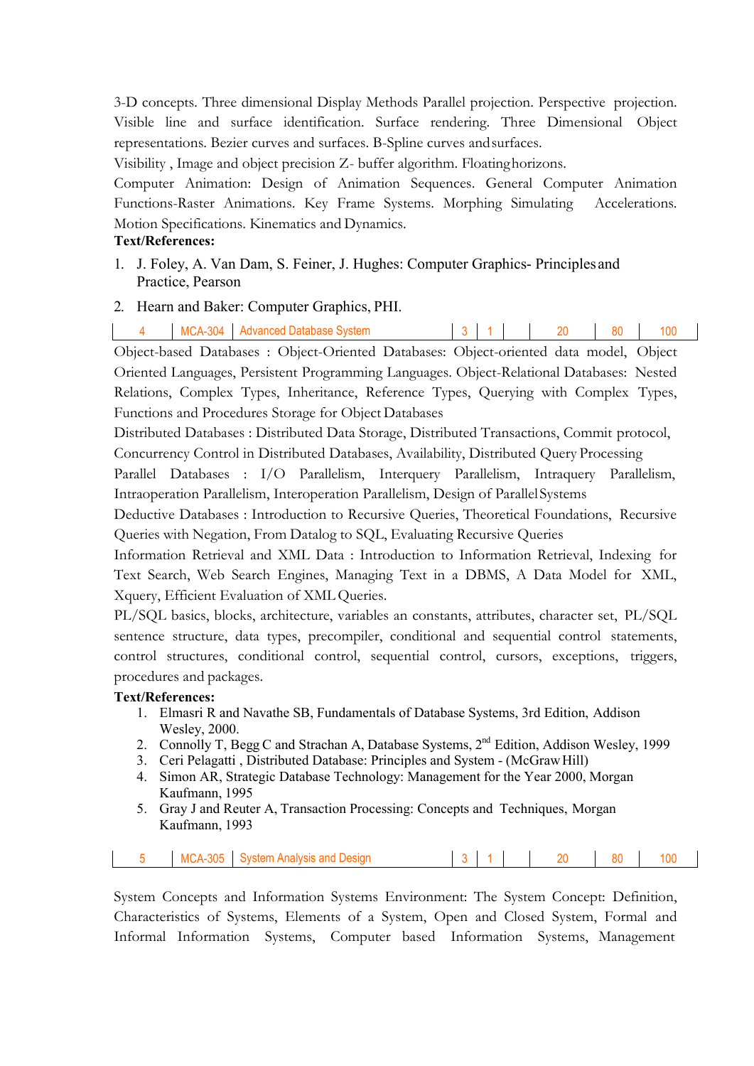3-D concepts. Three dimensional Display Methods Parallel projection. Perspective projection. Visible line and surface identification. Surface rendering. Three Dimensional Object representations. Bezier curves and surfaces. B-Spline curves and surfaces.

Visibility , Image and object precision Z- buffer algorithm. Floating horizons.

Computer Animation: Design of Animation Sequences. General Computer Animation Functions-Raster Animations. Key Frame Systems. Morphing Simulating Accelerations. Motion Specifications. Kinematics and Dynamics.

**Text/References:**

1. J. Foley, A. Van Dam, S. Feiner, J. Hughes: Computer Graphics- Principles and Practice, Pearson
2. Hearn and Baker: Computer Graphics, PHI.

| | | | | | | | | |
|---|---|---|---|---|---|---|---|---|
| 4 | MCA-304 | Advanced Database System | 3 | 1 | | 20 | 80 | 100 |

Object-based Databases : Object-Oriented Databases: Object-oriented data model, Object Oriented Languages, Persistent Programming Languages. Object-Relational Databases: Nested Relations, Complex Types, Inheritance, Reference Types, Querying with Complex Types, Functions and Procedures Storage for Object Databases

Distributed Databases : Distributed Data Storage, Distributed Transactions, Commit protocol, Concurrency Control in Distributed Databases, Availability, Distributed Query Processing

Parallel Databases : I/O Parallelism, Interquery Parallelism, Intraquery Parallelism, Intraoperation Parallelism, Interoperation Parallelism, Design of Parallel Systems

Deductive Databases : Introduction to Recursive Queries, Theoretical Foundations, Recursive Queries with Negation, From Datalog to SQL, Evaluating Recursive Queries

Information Retrieval and XML Data : Introduction to Information Retrieval, Indexing for Text Search, Web Search Engines, Managing Text in a DBMS, A Data Model for XML, Xquery, Efficient Evaluation of XML Queries.

PL/SQL basics, blocks, architecture, variables an constants, attributes, character set, PL/SQL sentence structure, data types, precompiler, conditional and sequential control statements, control structures, conditional control, sequential control, cursors, exceptions, triggers, procedures and packages.

**Text/References:**

1. Elmasri R and Navathe SB, Fundamentals of Database Systems, 3rd Edition, Addison Wesley, 2000.
2. Connolly T, Begg C and Strachan A, Database Systems, 2nd Edition, Addison Wesley, 1999
3. Ceri Pelagatti , Distributed Database: Principles and System - (McGraw Hill)
4. Simon AR, Strategic Database Technology: Management for the Year 2000, Morgan Kaufmann, 1995
5. Gray J and Reuter A, Transaction Processing: Concepts and Techniques, Morgan Kaufmann, 1993

| | | | | | | | | |
|---|---|---|---|---|---|---|---|---|
| 5 | MCA-305 | System Analysis and Design | 3 | 1 | | 20 | 80 | 100 |

System Concepts and Information Systems Environment: The System Concept: Definition, Characteristics of Systems, Elements of a System, Open and Closed System, Formal and Informal Information Systems, Computer based Information Systems, Management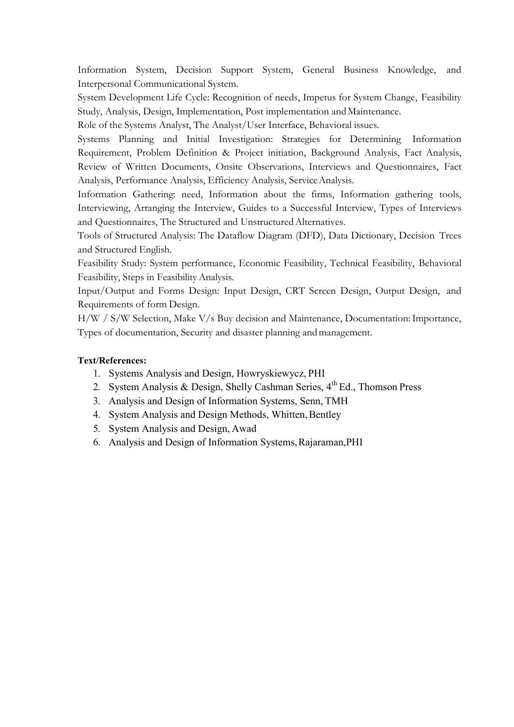Information System, Decision Support System, General Business Knowledge, and Interpersonal Communicational System.

System Development Life Cycle: Recognition of needs, Impetus for System Change, Feasibility Study, Analysis, Design, Implementation, Post implementation and Maintenance.

Role of the Systems Analyst, The Analyst/User Interface, Behavioral issues.

Systems Planning and Initial Investigation: Strategies for Determining Information Requirement, Problem Definition & Project initiation, Background Analysis, Fact Analysis, Review of Written Documents, Onsite Observations, Interviews and Questionnaires, Fact Analysis, Performance Analysis, Efficiency Analysis, Service Analysis.

Information Gathering: need, Information about the firms, Information gathering tools, Interviewing, Arranging the Interview, Guides to a Successful Interview, Types of Interviews and Questionnaires, The Structured and Unstructured Alternatives.

Tools of Structured Analysis: The Dataflow Diagram (DFD), Data Dictionary, Decision Trees and Structured English.

Feasibility Study: System performance, Economic Feasibility, Technical Feasibility, Behavioral Feasibility, Steps in Feasibility Analysis.

Input/Output and Forms Design: Input Design, CRT Screen Design, Output Design, and Requirements of form Design.

H/W / S/W Selection, Make V/s Buy decision and Maintenance, Documentation: Importance, Types of documentation, Security and disaster planning and management.

**Text/References:**

1. Systems Analysis and Design, Howryskiewycz, PHI
2. System Analysis & Design, Shelly Cashman Series, 4th Ed., Thomson Press
3. Analysis and Design of Information Systems, Senn, TMH
4. System Analysis and Design Methods, Whitten, Bentley
5. System Analysis and Design, Awad
6. Analysis and Design of Information Systems, Rajaraman, PHI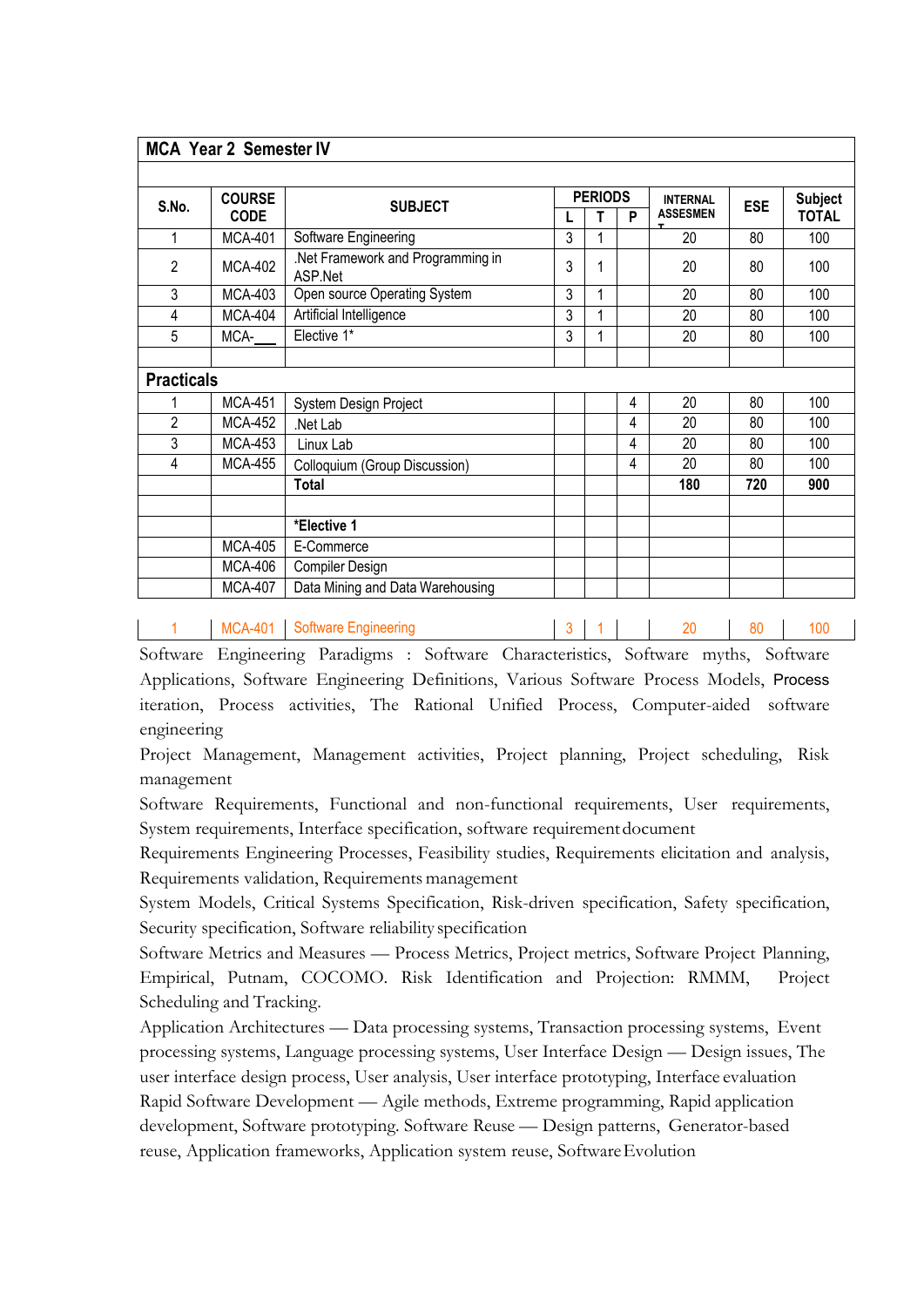| MCA Year 2 Semester IV | | | | | | | | |
|---|---|---|---|---|---|---|---|---|
| | | | | | | | | |
| S.No. | COURSE CODE | SUBJECT | PERIODS | | | INTERNAL ASSESMENT | ESE | Subject TOTAL |
| | | | L | T | P | | | |
| 1 | MCA-401 | Software Engineering | 3 | 1 | | 20 | 80 | 100 |
| 2 | MCA-402 | .Net Framework and Programming in ASP.Net | 3 | 1 | | 20 | 80 | 100 |
| 3 | MCA-403 | Open source Operating System | 3 | 1 | | 20 | 80 | 100 |
| 4 | MCA-404 | Artificial Intelligence | 3 | 1 | | 20 | 80 | 100 |
| 5 | MCA-___ | Elective 1* | 3 | 1 | | 20 | 80 | 100 |
| | | | | | | | | |
| **Practicals** | | | | | | | | |
| 1 | MCA-451 | System Design Project | | | 4 | 20 | 80 | 100 |
| 2 | MCA-452 | .Net Lab | | | 4 | 20 | 80 | 100 |
| 3 | MCA-453 | Linux Lab | | | 4 | 20 | 80 | 100 |
| 4 | MCA-455 | Colloquium (Group Discussion) | | | 4 | 20 | 80 | 100 |
| | | **Total** | | | | **180** | **720** | **900** |
| | | | | | | | | |
| | | ***Elective 1** | | | | | | |
| | MCA-405 | E-Commerce | | | | | | |
| | MCA-406 | Compiler Design | | | | | | |
| | MCA-407 | Data Mining and Data Warehousing | | | | | | |

| 1 | MCA-401 | Software Engineering | 3 | 1 | | 20 | 80 | 100 |
|---|---|---|---|---|---|---|---|---|

Software Engineering Paradigms : Software Characteristics, Software myths, Software Applications, Software Engineering Definitions, Various Software Process Models, Process iteration, Process activities, The Rational Unified Process, Computer-aided software engineering

Project Management, Management activities, Project planning, Project scheduling, Risk management

Software Requirements, Functional and non-functional requirements, User requirements, System requirements, Interface specification, software requirement document

Requirements Engineering Processes, Feasibility studies, Requirements elicitation and analysis, Requirements validation, Requirements management

System Models, Critical Systems Specification, Risk-driven specification, Safety specification, Security specification, Software reliability specification

Software Metrics and Measures — Process Metrics, Project metrics, Software Project Planning, Empirical, Putnam, COCOMO. Risk Identification and Projection: RMMM, Project Scheduling and Tracking.

Application Architectures — Data processing systems, Transaction processing systems, Event processing systems, Language processing systems, User Interface Design — Design issues, The user interface design process, User analysis, User interface prototyping, Interface evaluation

Rapid Software Development — Agile methods, Extreme programming, Rapid application development, Software prototyping. Software Reuse — Design patterns, Generator-based reuse, Application frameworks, Application system reuse, Software Evolution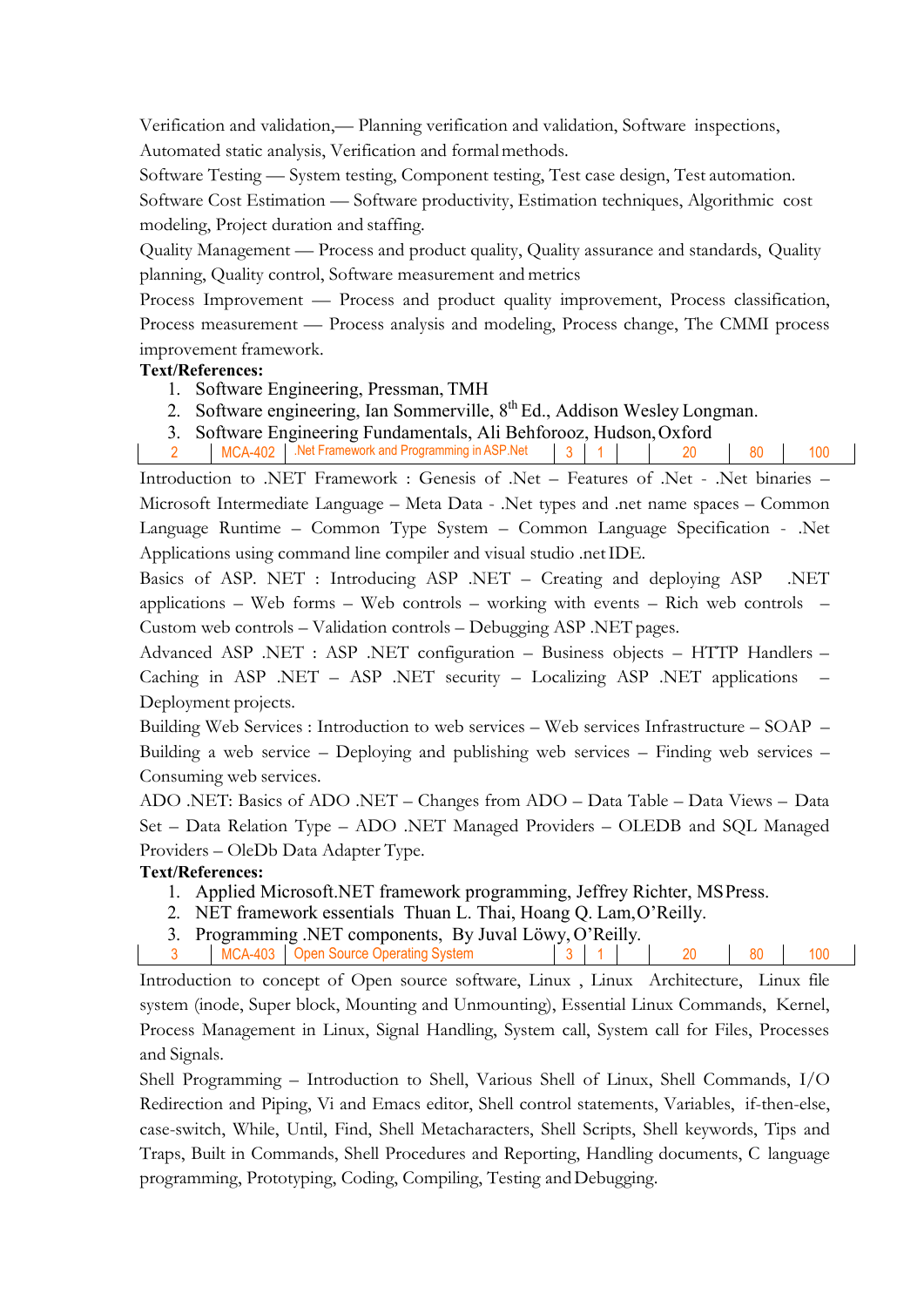Verification and validation,— Planning verification and validation, Software inspections, Automated static analysis, Verification and formal methods.

Software Testing — System testing, Component testing, Test case design, Test automation.

Software Cost Estimation — Software productivity, Estimation techniques, Algorithmic cost modeling, Project duration and staffing.

Quality Management — Process and product quality, Quality assurance and standards, Quality planning, Quality control, Software measurement and metrics

Process Improvement — Process and product quality improvement, Process classification, Process measurement — Process analysis and modeling, Process change, The CMMI process improvement framework.

**Text/References:**

1. Software Engineering, Pressman, TMH
2. Software engineering, Ian Sommerville, 8th Ed., Addison Wesley Longman.
3. Software Engineering Fundamentals, Ali Behforooz, Hudson, Oxford

| | | | | | | | | |
|---|---|---|---|---|---|---|---|---|
| 2 | MCA-402 | .Net Framework and Programming in ASP.Net | 3 | 1 | | 20 | 80 | 100 |

Introduction to .NET Framework : Genesis of .Net – Features of .Net - .Net binaries – Microsoft Intermediate Language – Meta Data - .Net types and .net name spaces – Common Language Runtime – Common Type System – Common Language Specification - .Net Applications using command line compiler and visual studio .net IDE.

Basics of ASP. NET : Introducing ASP .NET – Creating and deploying ASP .NET applications – Web forms – Web controls – working with events – Rich web controls – Custom web controls – Validation controls – Debugging ASP .NET pages.

Advanced ASP .NET : ASP .NET configuration – Business objects – HTTP Handlers – Caching in ASP .NET – ASP .NET security – Localizing ASP .NET applications – Deployment projects.

Building Web Services : Introduction to web services – Web services Infrastructure – SOAP – Building a web service – Deploying and publishing web services – Finding web services – Consuming web services.

ADO .NET: Basics of ADO .NET – Changes from ADO – Data Table – Data Views – Data Set – Data Relation Type – ADO .NET Managed Providers – OLEDB and SQL Managed Providers – OleDb Data Adapter Type.

**Text/References:**

1. Applied Microsoft.NET framework programming, Jeffrey Richter, MS Press.
2. NET framework essentials Thuan L. Thai, Hoang Q. Lam, O'Reilly.
3. Programming .NET components, By Juval Löwy, O'Reilly.

| | | | | | | | | |
|---|---|---|---|---|---|---|---|---|
| 3 | MCA-403 | Open Source Operating System | 3 | 1 | | 20 | 80 | 100 |

Introduction to concept of Open source software, Linux , Linux Architecture, Linux file system (inode, Super block, Mounting and Unmounting), Essential Linux Commands, Kernel, Process Management in Linux, Signal Handling, System call, System call for Files, Processes and Signals.

Shell Programming – Introduction to Shell, Various Shell of Linux, Shell Commands, I/O Redirection and Piping, Vi and Emacs editor, Shell control statements, Variables, if-then-else, case-switch, While, Until, Find, Shell Metacharacters, Shell Scripts, Shell keywords, Tips and Traps, Built in Commands, Shell Procedures and Reporting, Handling documents, C language programming, Prototyping, Coding, Compiling, Testing and Debugging.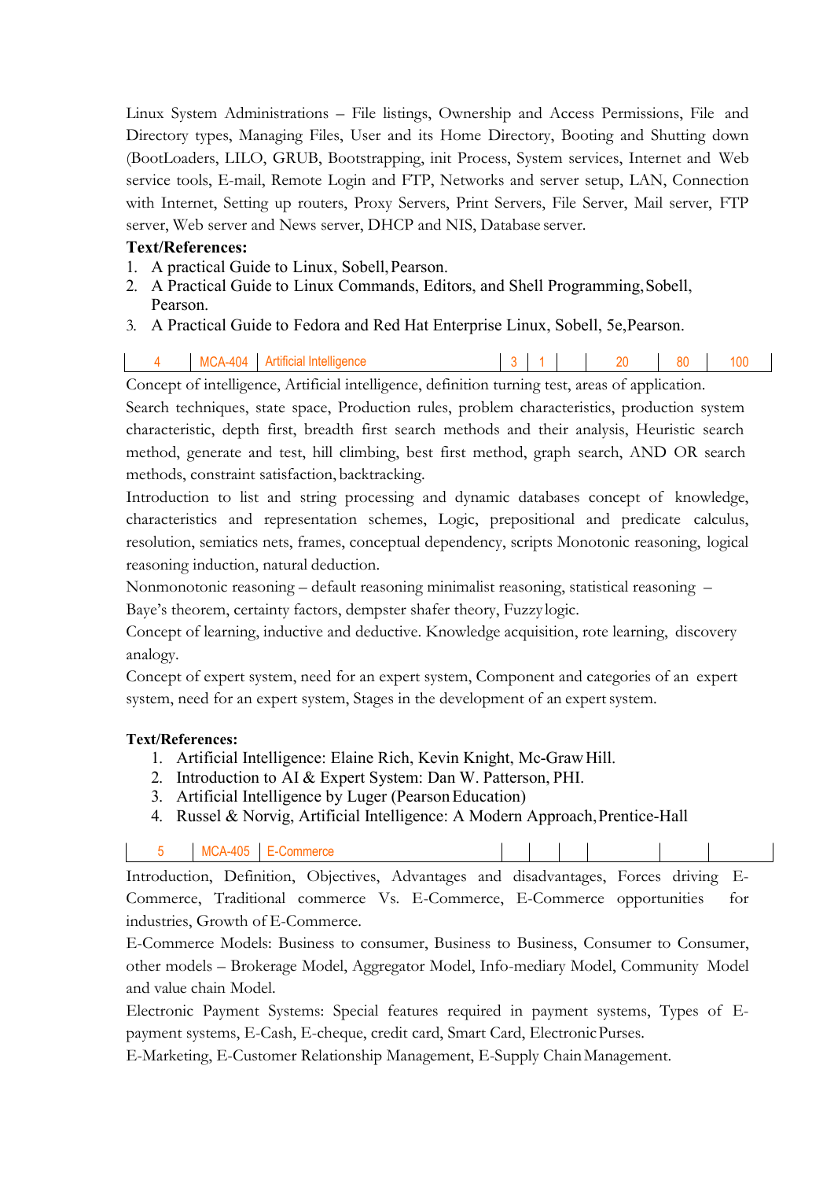Linux System Administrations – File listings, Ownership and Access Permissions, File and Directory types, Managing Files, User and its Home Directory, Booting and Shutting down (BootLoaders, LILO, GRUB, Bootstrapping, init Process, System services, Internet and Web service tools, E-mail, Remote Login and FTP, Networks and server setup, LAN, Connection with Internet, Setting up routers, Proxy Servers, Print Servers, File Server, Mail server, FTP server, Web server and News server, DHCP and NIS, Database server.

**Text/References:**

1. A practical Guide to Linux, Sobell, Pearson.
2. A Practical Guide to Linux Commands, Editors, and Shell Programming, Sobell, Pearson.
3. A Practical Guide to Fedora and Red Hat Enterprise Linux, Sobell, 5e, Pearson.

| | | | | | | | | | |
|---|---|---|---|---|---|---|---|---|---|
| 4 | MCA-404 | Artificial Intelligence | 3 | 1 | | | 20 | 80 | 100 |

Concept of intelligence, Artificial intelligence, definition turning test, areas of application.

Search techniques, state space, Production rules, problem characteristics, production system characteristic, depth first, breadth first search methods and their analysis, Heuristic search method, generate and test, hill climbing, best first method, graph search, AND OR search methods, constraint satisfaction, backtracking.

Introduction to list and string processing and dynamic databases concept of knowledge, characteristics and representation schemes, Logic, prepositional and predicate calculus, resolution, semiatics nets, frames, conceptual dependency, scripts Monotonic reasoning, logical reasoning induction, natural deduction.

Nonmonotonic reasoning – default reasoning minimalist reasoning, statistical reasoning – Baye's theorem, certainty factors, dempster shafer theory, Fuzzy logic.

Concept of learning, inductive and deductive. Knowledge acquisition, rote learning, discovery analogy.

Concept of expert system, need for an expert system, Component and categories of an expert system, need for an expert system, Stages in the development of an expert system.

**Text/References:**

1. Artificial Intelligence: Elaine Rich, Kevin Knight, Mc-Graw Hill.
2. Introduction to AI & Expert System: Dan W. Patterson, PHI.
3. Artificial Intelligence by Luger (Pearson Education)
4. Russel & Norvig, Artificial Intelligence: A Modern Approach, Prentice-Hall

| | | | | | | | | | |
|---|---|---|---|---|---|---|---|---|---|
| 5 | MCA-405 | E-Commerce | | | | | | | |

Introduction, Definition, Objectives, Advantages and disadvantages, Forces driving E-Commerce, Traditional commerce Vs. E-Commerce, E-Commerce opportunities for industries, Growth of E-Commerce.

E-Commerce Models: Business to consumer, Business to Business, Consumer to Consumer, other models – Brokerage Model, Aggregator Model, Info-mediary Model, Community Model and value chain Model.

Electronic Payment Systems: Special features required in payment systems, Types of E-payment systems, E-Cash, E-cheque, credit card, Smart Card, Electronic Purses.

E-Marketing, E-Customer Relationship Management, E-Supply Chain Management.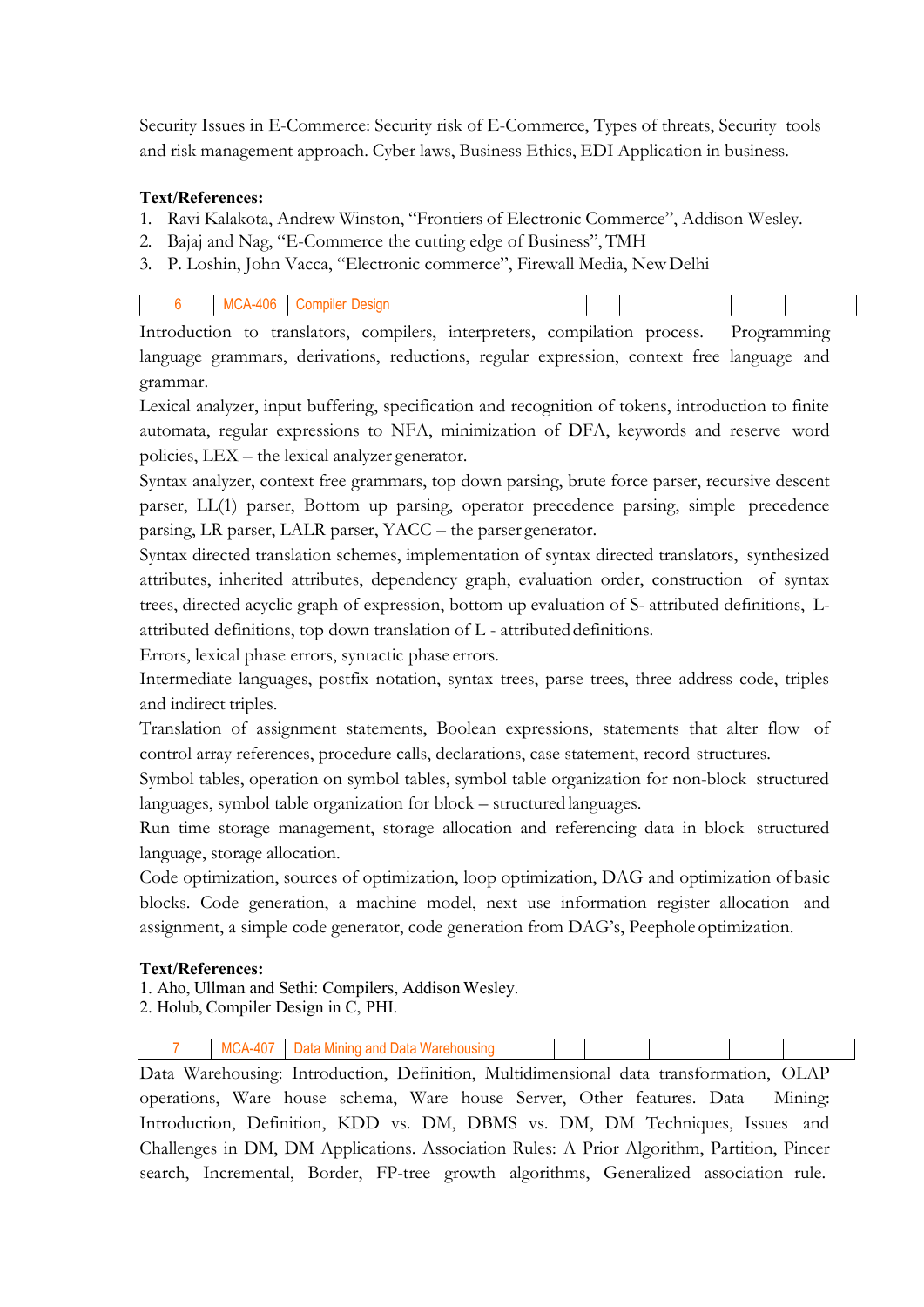Security Issues in E-Commerce: Security risk of E-Commerce, Types of threats, Security tools and risk management approach. Cyber laws, Business Ethics, EDI Application in business.

**Text/References:**

1. Ravi Kalakota, Andrew Winston, "Frontiers of Electronic Commerce", Addison Wesley.
2. Bajaj and Nag, "E-Commerce the cutting edge of Business", TMH
3. P. Loshin, John Vacca, "Electronic commerce", Firewall Media, New Delhi

| | | | | | | | | | |
|---|---|---|---|---|---|---|---|---|---|
| 6 | MCA-406 | Compiler Design | | | | | | | |

Introduction to translators, compilers, interpreters, compilation process. Programming language grammars, derivations, reductions, regular expression, context free language and grammar.

Lexical analyzer, input buffering, specification and recognition of tokens, introduction to finite automata, regular expressions to NFA, minimization of DFA, keywords and reserve word policies, LEX – the lexical analyzer generator.

Syntax analyzer, context free grammars, top down parsing, brute force parser, recursive descent parser, LL(1) parser, Bottom up parsing, operator precedence parsing, simple precedence parsing, LR parser, LALR parser, YACC – the parser generator.

Syntax directed translation schemes, implementation of syntax directed translators, synthesized attributes, inherited attributes, dependency graph, evaluation order, construction of syntax trees, directed acyclic graph of expression, bottom up evaluation of S- attributed definitions, L-attributed definitions, top down translation of L - attributed definitions.

Errors, lexical phase errors, syntactic phase errors.

Intermediate languages, postfix notation, syntax trees, parse trees, three address code, triples and indirect triples.

Translation of assignment statements, Boolean expressions, statements that alter flow of control array references, procedure calls, declarations, case statement, record structures.

Symbol tables, operation on symbol tables, symbol table organization for non-block structured languages, symbol table organization for block – structured languages.

Run time storage management, storage allocation and referencing data in block structured language, storage allocation.

Code optimization, sources of optimization, loop optimization, DAG and optimization of basic blocks. Code generation, a machine model, next use information register allocation and assignment, a simple code generator, code generation from DAG's, Peephole optimization.

**Text/References:**

1. Aho, Ullman and Sethi: Compilers, Addison Wesley.
2. Holub, Compiler Design in C, PHI.

| | | | | | | | | | |
|---|---|---|---|---|---|---|---|---|---|
| 7 | MCA-407 | Data Mining and Data Warehousing | | | | | | | |

Data Warehousing: Introduction, Definition, Multidimensional data transformation, OLAP operations, Ware house schema, Ware house Server, Other features. Data Mining: Introduction, Definition, KDD vs. DM, DBMS vs. DM, DM Techniques, Issues and Challenges in DM, DM Applications. Association Rules: A Prior Algorithm, Partition, Pincer search, Incremental, Border, FP-tree growth algorithms, Generalized association rule.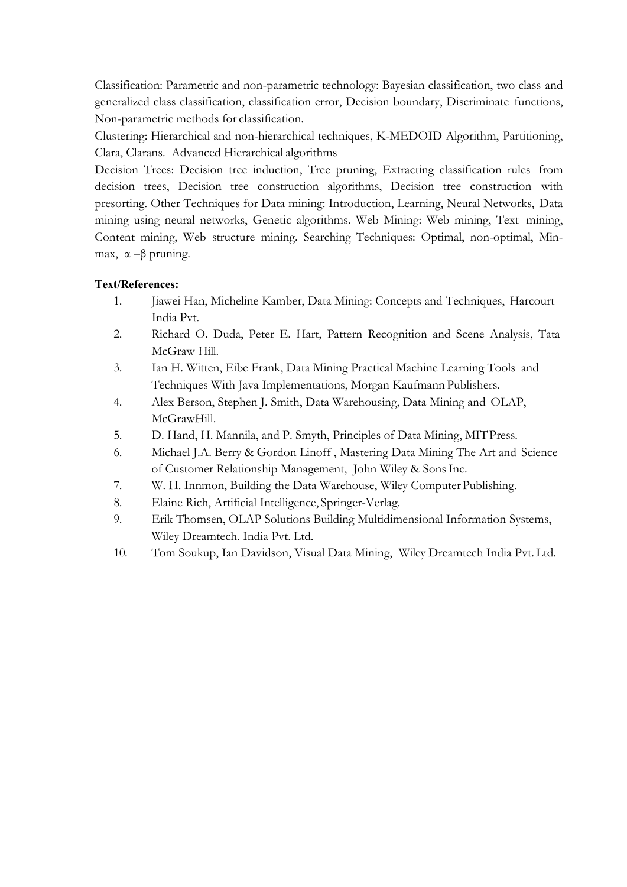Classification: Parametric and non-parametric technology: Bayesian classification, two class and generalized class classification, classification error, Decision boundary, Discriminate functions, Non-parametric methods for classification.

Clustering: Hierarchical and non-hierarchical techniques, K-MEDOID Algorithm, Partitioning, Clara, Clarans. Advanced Hierarchical algorithms

Decision Trees: Decision tree induction, Tree pruning, Extracting classification rules from decision trees, Decision tree construction algorithms, Decision tree construction with presorting. Other Techniques for Data mining: Introduction, Learning, Neural Networks, Data mining using neural networks, Genetic algorithms. Web Mining: Web mining, Text mining, Content mining, Web structure mining. Searching Techniques: Optimal, non-optimal, Min-max, $\alpha$ –$\beta$ pruning.

**Text/References:**

1. Jiawei Han, Micheline Kamber, Data Mining: Concepts and Techniques, Harcourt India Pvt.
2. Richard O. Duda, Peter E. Hart, Pattern Recognition and Scene Analysis, Tata McGraw Hill.
3. Ian H. Witten, Eibe Frank, Data Mining Practical Machine Learning Tools and Techniques With Java Implementations, Morgan Kaufmann Publishers.
4. Alex Berson, Stephen J. Smith, Data Warehousing, Data Mining and OLAP, McGrawHill.
5. D. Hand, H. Mannila, and P. Smyth, Principles of Data Mining, MIT Press.
6. Michael J.A. Berry & Gordon Linoff , Mastering Data Mining The Art and Science of Customer Relationship Management, John Wiley & Sons Inc.
7. W. H. Innmon, Building the Data Warehouse, Wiley Computer Publishing.
8. Elaine Rich, Artificial Intelligence, Springer-Verlag.
9. Erik Thomsen, OLAP Solutions Building Multidimensional Information Systems, Wiley Dreamtech. India Pvt. Ltd.
10. Tom Soukup, Ian Davidson, Visual Data Mining, Wiley Dreamtech India Pvt. Ltd.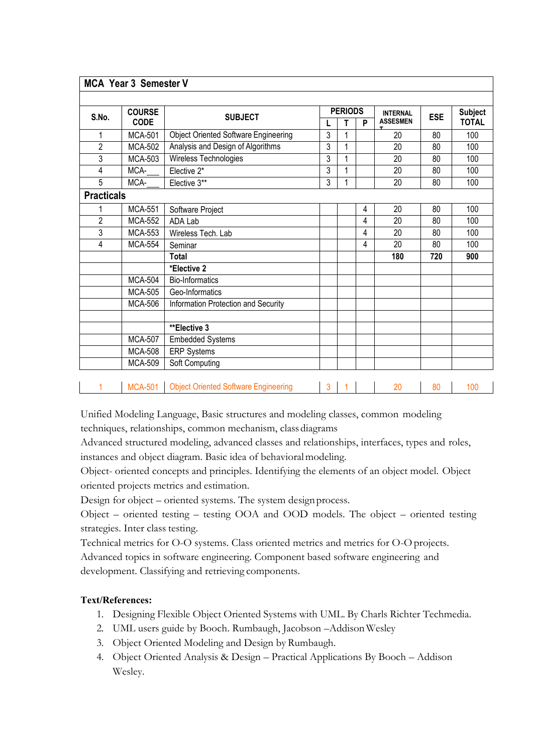| MCA Year 3 Semester V | | | | | | | | | |
|---|---|---|---|---|---|---|---|---|---|
| S.No. | COURSE CODE | SUBJECT | PERIODS | | | INTERNAL ASSESMENT | ESE | Subject TOTAL |
| | | | L | T | P | | | |
| 1 | MCA-501 | Object Oriented Software Engineering | 3 | 1 | | 20 | 80 | 100 |
| 2 | MCA-502 | Analysis and Design of Algorithms | 3 | 1 | | 20 | 80 | 100 |
| 3 | MCA-503 | Wireless Technologies | 3 | 1 | | 20 | 80 | 100 |
| 4 | MCA-___ | Elective 2* | 3 | 1 | | 20 | 80 | 100 |
| 5 | MCA-___ | Elective 3** | 3 | 1 | | 20 | 80 | 100 |
| **Practicals** | | | | | | | | |
| 1 | MCA-551 | Software Project | | | 4 | 20 | 80 | 100 |
| 2 | MCA-552 | ADA Lab | | | 4 | 20 | 80 | 100 |
| 3 | MCA-553 | Wireless Tech. Lab | | | 4 | 20 | 80 | 100 |
| 4 | MCA-554 | Seminar | | | 4 | 20 | 80 | 100 |
| | | **Total** | | | | **180** | **720** | **900** |
| | | ***Elective 2** | | | | | | |
| | MCA-504 | Bio-Informatics | | | | | | |
| | MCA-505 | Geo-Informatics | | | | | | |
| | MCA-506 | Information Protection and Security | | | | | | |
| | | | | | | | | |
| | | ****Elective 3** | | | | | | |
| | MCA-507 | Embedded Systems | | | | | | |
| | MCA-508 | ERP Systems | | | | | | |
| | MCA-509 | Soft Computing | | | | | | |

| 1 | MCA-501 | Object Oriented Software Engineering | 3 | 1 | | 20 | 80 | 100 |
|---|---|---|---|---|---|---|---|---|

Unified Modeling Language, Basic structures and modeling classes, common modeling techniques, relationships, common mechanism, class diagrams

Advanced structured modeling, advanced classes and relationships, interfaces, types and roles, instances and object diagram. Basic idea of behavioral modeling.

Object- oriented concepts and principles. Identifying the elements of an object model. Object oriented projects metrics and estimation.

Design for object – oriented systems. The system design process.

Object – oriented testing – testing OOA and OOD models. The object – oriented testing strategies. Inter class testing.

Technical metrics for O-O systems. Class oriented metrics and metrics for O-O projects.

Advanced topics in software engineering. Component based software engineering and development. Classifying and retrieving components.

**Text/References:**

1. Designing Flexible Object Oriented Systems with UML. By Charls Richter Techmedia.
2. UML users guide by Booch. Rumbaugh, Jacobson –Addison Wesley
3. Object Oriented Modeling and Design by Rumbaugh.
4. Object Oriented Analysis & Design – Practical Applications By Booch – Addison Wesley.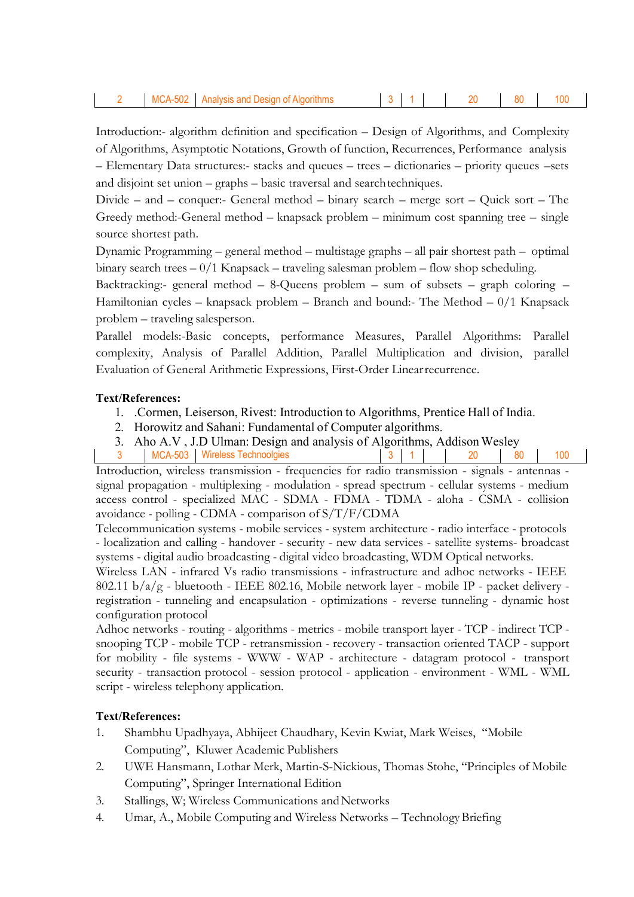| | | | | | | | | |
|---|---|---|---|---|---|---|---|---|
| 2 | MCA-502 | Analysis and Design of Algorithms | 3 | 1 | | 20 | 80 | 100 |

Introduction:- algorithm definition and specification – Design of Algorithms, and Complexity of Algorithms, Asymptotic Notations, Growth of function, Recurrences, Performance analysis – Elementary Data structures:- stacks and queues – trees – dictionaries – priority queues –sets and disjoint set union – graphs – basic traversal and search techniques.

Divide – and – conquer:- General method – binary search – merge sort – Quick sort – The Greedy method:-General method – knapsack problem – minimum cost spanning tree – single source shortest path.

Dynamic Programming – general method – multistage graphs – all pair shortest path – optimal binary search trees – 0/1 Knapsack – traveling salesman problem – flow shop scheduling.

Backtracking:- general method – 8-Queens problem – sum of subsets – graph coloring – Hamiltonian cycles – knapsack problem – Branch and bound:- The Method – 0/1 Knapsack problem – traveling salesperson.

Parallel models:-Basic concepts, performance Measures, Parallel Algorithms: Parallel complexity, Analysis of Parallel Addition, Parallel Multiplication and division, parallel Evaluation of General Arithmetic Expressions, First-Order Linear recurrence.

**Text/References:**

1. .Cormen, Leiserson, Rivest: Introduction to Algorithms, Prentice Hall of India.
2. Horowitz and Sahani: Fundamental of Computer algorithms.
3. Aho A.V , J.D Ulman: Design and analysis of Algorithms, Addison Wesley

| | | | | | | | | |
|---|---|---|---|---|---|---|---|---|
| 3 | MCA-503 | Wireless Technoolgies | 3 | 1 | | 20 | 80 | 100 |

Introduction, wireless transmission - frequencies for radio transmission - signals - antennas - signal propagation - multiplexing - modulation - spread spectrum - cellular systems - medium access control - specialized MAC - SDMA - FDMA - TDMA - aloha - CSMA - collision avoidance - polling - CDMA - comparison of S/T/F/CDMA

Telecommunication systems - mobile services - system architecture - radio interface - protocols - localization and calling - handover - security - new data services - satellite systems- broadcast systems - digital audio broadcasting - digital video broadcasting, WDM Optical networks.

Wireless LAN - infrared Vs radio transmissions - infrastructure and adhoc networks - IEEE 802.11 b/a/g - bluetooth - IEEE 802.16, Mobile network layer - mobile IP - packet delivery - registration - tunneling and encapsulation - optimizations - reverse tunneling - dynamic host configuration protocol

Adhoc networks - routing - algorithms - metrics - mobile transport layer - TCP - indirect TCP - snooping TCP - mobile TCP - retransmission - recovery - transaction oriented TACP - support for mobility - file systems - WWW - WAP - architecture - datagram protocol - transport security - transaction protocol - session protocol - application - environment - WML - WML script - wireless telephony application.

**Text/References:**

1. Shambhu Upadhyaya, Abhijeet Chaudhary, Kevin Kwiat, Mark Weises, "Mobile Computing", Kluwer Academic Publishers
2. UWE Hansmann, Lothar Merk, Martin-S-Nickious, Thomas Stohe, "Principles of Mobile Computing", Springer International Edition
3. Stallings, W; Wireless Communications and Networks
4. Umar, A., Mobile Computing and Wireless Networks – Technology Briefing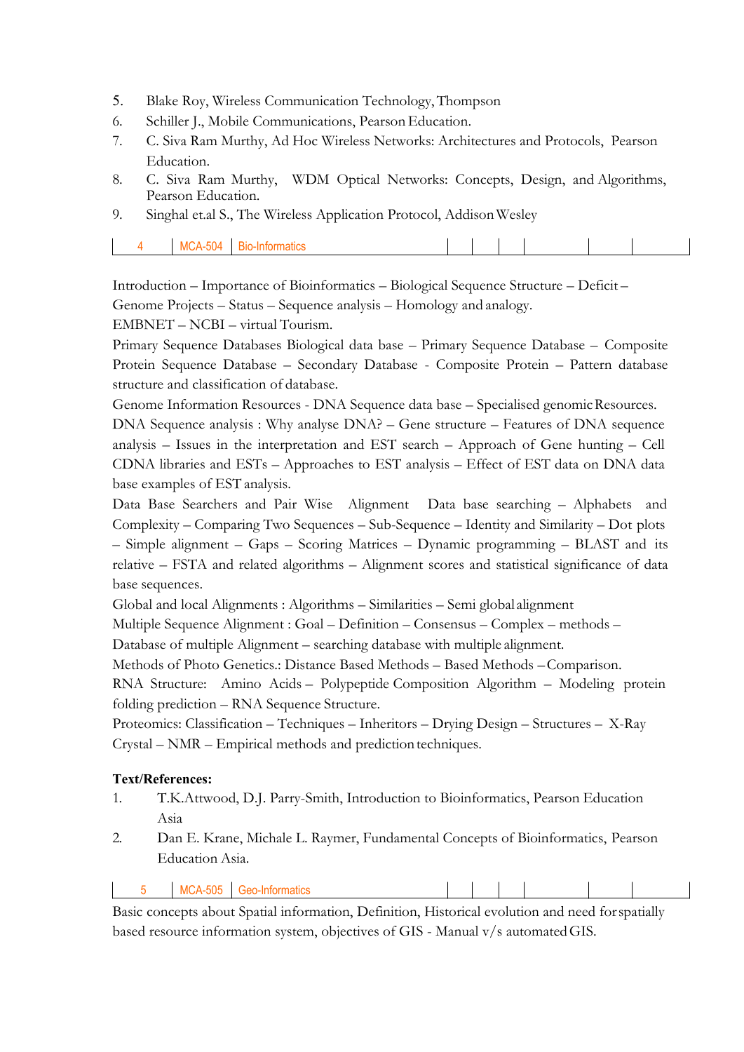5. Blake Roy, Wireless Communication Technology, Thompson
6. Schiller J., Mobile Communications, Pearson Education.
7. C. Siva Ram Murthy, Ad Hoc Wireless Networks: Architectures and Protocols, Pearson Education.
8. C. Siva Ram Murthy, WDM Optical Networks: Concepts, Design, and Algorithms, Pearson Education.
9. Singhal et.al S., The Wireless Application Protocol, Addison Wesley

| 4 | MCA-504 | Bio-Informatics | | | | | | |
|---|---|---|---|---|---|---|---|---|

Introduction – Importance of Bioinformatics – Biological Sequence Structure – Deficit – Genome Projects – Status – Sequence analysis – Homology and analogy.

EMBNET – NCBI – virtual Tourism.

Primary Sequence Databases Biological data base – Primary Sequence Database – Composite Protein Sequence Database – Secondary Database - Composite Protein – Pattern database structure and classification of database.

Genome Information Resources - DNA Sequence data base – Specialised genomic Resources.

DNA Sequence analysis : Why analyse DNA? – Gene structure – Features of DNA sequence analysis – Issues in the interpretation and EST search – Approach of Gene hunting – Cell CDNA libraries and ESTs – Approaches to EST analysis – Effect of EST data on DNA data base examples of EST analysis.

Data Base Searchers and Pair Wise Alignment Data base searching – Alphabets and Complexity – Comparing Two Sequences – Sub-Sequence – Identity and Similarity – Dot plots – Simple alignment – Gaps – Scoring Matrices – Dynamic programming – BLAST and its relative – FSTA and related algorithms – Alignment scores and statistical significance of data base sequences.

Global and local Alignments : Algorithms – Similarities – Semi global alignment

Multiple Sequence Alignment : Goal – Definition – Consensus – Complex – methods – Database of multiple Alignment – searching database with multiple alignment.

Methods of Photo Genetics.: Distance Based Methods – Based Methods – Comparison.

RNA Structure: Amino Acids – Polypeptide Composition Algorithm – Modeling protein folding prediction – RNA Sequence Structure.

Proteomics: Classification – Techniques – Inheritors – Drying Design – Structures – X-Ray Crystal – NMR – Empirical methods and prediction techniques.

**Text/References:**

1. T.K.Attwood, D.J. Parry-Smith, Introduction to Bioinformatics, Pearson Education Asia
2. Dan E. Krane, Michale L. Raymer, Fundamental Concepts of Bioinformatics, Pearson Education Asia.

| 5 | MCA-505 | Geo-Informatics | | | | | | |
|---|---|---|---|---|---|---|---|---|

Basic concepts about Spatial information, Definition, Historical evolution and need for spatially based resource information system, objectives of GIS - Manual v/s automated GIS.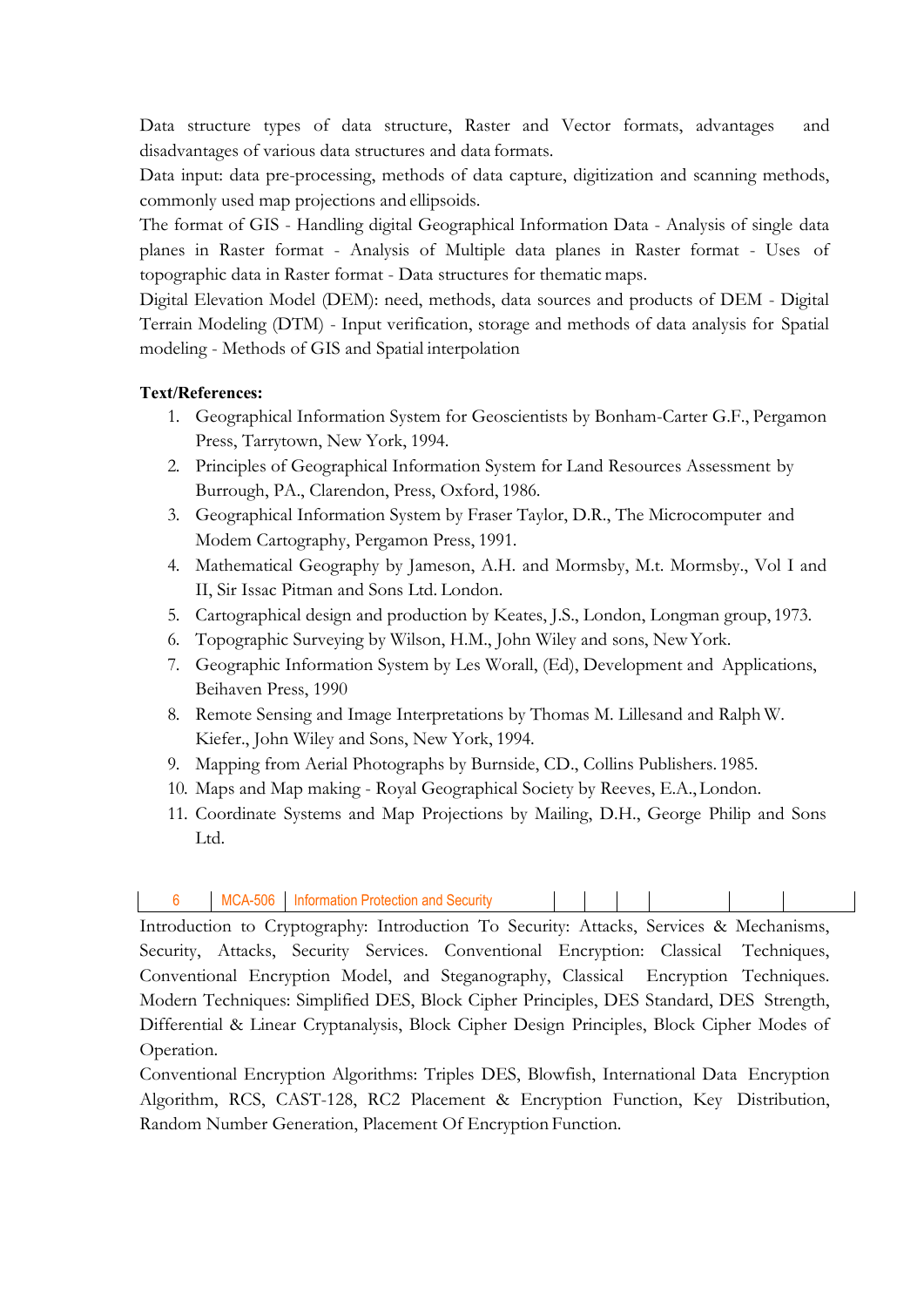Data structure types of data structure, Raster and Vector formats, advantages and disadvantages of various data structures and data formats.

Data input: data pre-processing, methods of data capture, digitization and scanning methods, commonly used map projections and ellipsoids.

The format of GIS - Handling digital Geographical Information Data - Analysis of single data planes in Raster format - Analysis of Multiple data planes in Raster format - Uses of topographic data in Raster format - Data structures for thematic maps.

Digital Elevation Model (DEM): need, methods, data sources and products of DEM - Digital Terrain Modeling (DTM) - Input verification, storage and methods of data analysis for Spatial modeling - Methods of GIS and Spatial interpolation

**Text/References:**

1. Geographical Information System for Geoscientists by Bonham-Carter G.F., Pergamon Press, Tarrytown, New York, 1994.
2. Principles of Geographical Information System for Land Resources Assessment by Burrough, PA., Clarendon, Press, Oxford, 1986.
3. Geographical Information System by Fraser Taylor, D.R., The Microcomputer and Modem Cartography, Pergamon Press, 1991.
4. Mathematical Geography by Jameson, A.H. and Mormsby, M.t. Mormsby., Vol I and II, Sir Issac Pitman and Sons Ltd. London.
5. Cartographical design and production by Keates, J.S., London, Longman group, 1973.
6. Topographic Surveying by Wilson, H.M., John Wiley and sons, New York.
7. Geographic Information System by Les Worall, (Ed), Development and Applications, Beihaven Press, 1990
8. Remote Sensing and Image Interpretations by Thomas M. Lillesand and Ralph W. Kiefer., John Wiley and Sons, New York, 1994.
9. Mapping from Aerial Photographs by Burnside, CD., Collins Publishers. 1985.
10. Maps and Map making - Royal Geographical Society by Reeves, E.A., London.
11. Coordinate Systems and Map Projections by Mailing, D.H., George Philip and Sons Ltd.

| | | | | | | | | | |
|---|---|---|---|---|---|---|---|---|---|
| 6 | MCA-506 | Information Protection and Security | | | | | | | |

Introduction to Cryptography: Introduction To Security: Attacks, Services & Mechanisms, Security, Attacks, Security Services. Conventional Encryption: Classical Techniques, Conventional Encryption Model, and Steganography, Classical Encryption Techniques. Modern Techniques: Simplified DES, Block Cipher Principles, DES Standard, DES Strength, Differential & Linear Cryptanalysis, Block Cipher Design Principles, Block Cipher Modes of Operation.

Conventional Encryption Algorithms: Triples DES, Blowfish, International Data Encryption Algorithm, RCS, CAST-128, RC2 Placement & Encryption Function, Key Distribution, Random Number Generation, Placement Of Encryption Function.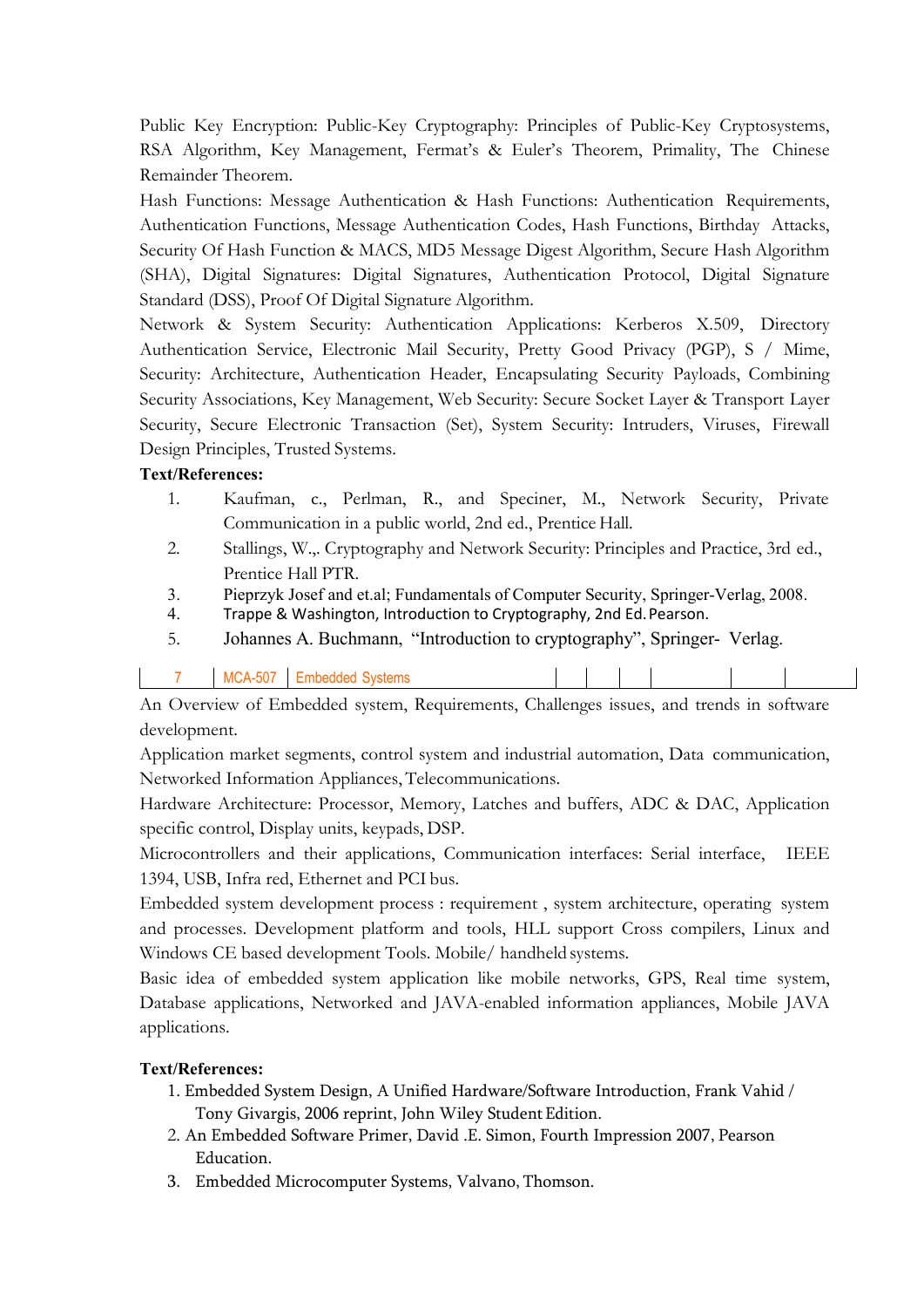Public Key Encryption: Public-Key Cryptography: Principles of Public-Key Cryptosystems, RSA Algorithm, Key Management, Fermat's & Euler's Theorem, Primality, The Chinese Remainder Theorem.

Hash Functions: Message Authentication & Hash Functions: Authentication Requirements, Authentication Functions, Message Authentication Codes, Hash Functions, Birthday Attacks, Security Of Hash Function & MACS, MD5 Message Digest Algorithm, Secure Hash Algorithm (SHA), Digital Signatures: Digital Signatures, Authentication Protocol, Digital Signature Standard (DSS), Proof Of Digital Signature Algorithm.

Network & System Security: Authentication Applications: Kerberos X.509, Directory Authentication Service, Electronic Mail Security, Pretty Good Privacy (PGP), S / Mime, Security: Architecture, Authentication Header, Encapsulating Security Payloads, Combining Security Associations, Key Management, Web Security: Secure Socket Layer & Transport Layer Security, Secure Electronic Transaction (Set), System Security: Intruders, Viruses, Firewall Design Principles, Trusted Systems.

**Text/References:**

1. Kaufman, c., Perlman, R., and Speciner, M., Network Security, Private Communication in a public world, 2nd ed., Prentice Hall.
2. Stallings, W.,. Cryptography and Network Security: Principles and Practice, 3rd ed., Prentice Hall PTR.
3. Pieprzyk Josef and et.al; Fundamentals of Computer Security, Springer-Verlag, 2008.
4. Trappe & Washington, Introduction to Cryptography, 2nd Ed. Pearson.
5. Johannes A. Buchmann, "Introduction to cryptography", Springer- Verlag.

| 7 | MCA-507 | Embedded Systems | | | | | | | |
|---|---|---|---|---|---|---|---|---|---|

An Overview of Embedded system, Requirements, Challenges issues, and trends in software development.

Application market segments, control system and industrial automation, Data communication, Networked Information Appliances, Telecommunications.

Hardware Architecture: Processor, Memory, Latches and buffers, ADC & DAC, Application specific control, Display units, keypads, DSP.

Microcontrollers and their applications, Communication interfaces: Serial interface, IEEE 1394, USB, Infra red, Ethernet and PCI bus.

Embedded system development process : requirement , system architecture, operating system and processes. Development platform and tools, HLL support Cross compilers, Linux and Windows CE based development Tools. Mobile/ handheld systems.

Basic idea of embedded system application like mobile networks, GPS, Real time system, Database applications, Networked and JAVA-enabled information appliances, Mobile JAVA applications.

**Text/References:**

1. Embedded System Design, A Unified Hardware/Software Introduction, Frank Vahid / Tony Givargis, 2006 reprint, John Wiley Student Edition.
2. An Embedded Software Primer, David .E. Simon, Fourth Impression 2007, Pearson Education.
3. Embedded Microcomputer Systems, Valvano, Thomson.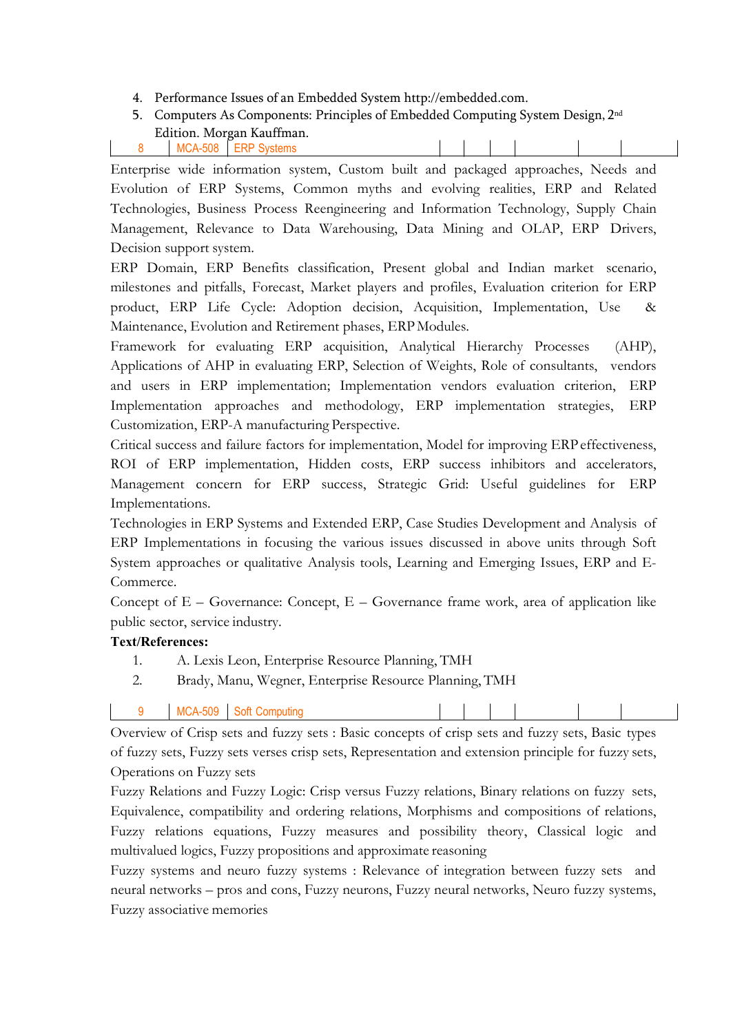4. Performance Issues of an Embedded System http://embedded.com.
5. Computers As Components: Principles of Embedded Computing System Design, 2nd Edition. Morgan Kauffman.

| | | | | | | | | | |
|---|---|---|---|---|---|---|---|---|---|
| 8 | MCA-508 | ERP Systems | | | | | | | |

Enterprise wide information system, Custom built and packaged approaches, Needs and Evolution of ERP Systems, Common myths and evolving realities, ERP and Related Technologies, Business Process Reengineering and Information Technology, Supply Chain Management, Relevance to Data Warehousing, Data Mining and OLAP, ERP Drivers, Decision support system.

ERP Domain, ERP Benefits classification, Present global and Indian market scenario, milestones and pitfalls, Forecast, Market players and profiles, Evaluation criterion for ERP product, ERP Life Cycle: Adoption decision, Acquisition, Implementation, Use & Maintenance, Evolution and Retirement phases, ERP Modules.

Framework for evaluating ERP acquisition, Analytical Hierarchy Processes (AHP), Applications of AHP in evaluating ERP, Selection of Weights, Role of consultants, vendors and users in ERP implementation; Implementation vendors evaluation criterion, ERP Implementation approaches and methodology, ERP implementation strategies, ERP Customization, ERP-A manufacturing Perspective.

Critical success and failure factors for implementation, Model for improving ERP effectiveness, ROI of ERP implementation, Hidden costs, ERP success inhibitors and accelerators, Management concern for ERP success, Strategic Grid: Useful guidelines for ERP Implementations.

Technologies in ERP Systems and Extended ERP, Case Studies Development and Analysis of ERP Implementations in focusing the various issues discussed in above units through Soft System approaches or qualitative Analysis tools, Learning and Emerging Issues, ERP and E-Commerce.

Concept of E – Governance: Concept, E – Governance frame work, area of application like public sector, service industry.

**Text/References:**

1. A. Lexis Leon, Enterprise Resource Planning, TMH
2. Brady, Manu, Wegner, Enterprise Resource Planning, TMH

| | | | | | | | | | |
|---|---|---|---|---|---|---|---|---|---|
| 9 | MCA-509 | Soft Computing | | | | | | | |

Overview of Crisp sets and fuzzy sets : Basic concepts of crisp sets and fuzzy sets, Basic types of fuzzy sets, Fuzzy sets verses crisp sets, Representation and extension principle for fuzzy sets, Operations on Fuzzy sets

Fuzzy Relations and Fuzzy Logic: Crisp versus Fuzzy relations, Binary relations on fuzzy sets, Equivalence, compatibility and ordering relations, Morphisms and compositions of relations, Fuzzy relations equations, Fuzzy measures and possibility theory, Classical logic and multivalued logics, Fuzzy propositions and approximate reasoning

Fuzzy systems and neuro fuzzy systems : Relevance of integration between fuzzy sets and neural networks – pros and cons, Fuzzy neurons, Fuzzy neural networks, Neuro fuzzy systems, Fuzzy associative memories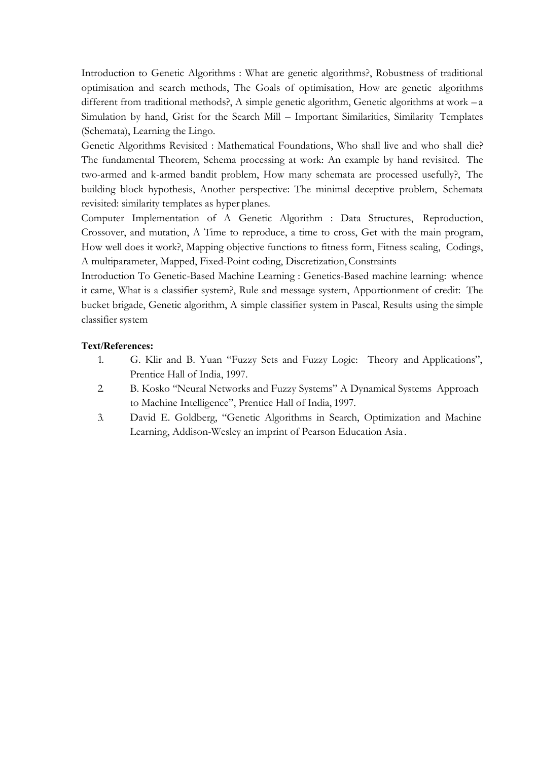Introduction to Genetic Algorithms : What are genetic algorithms?, Robustness of traditional optimisation and search methods, The Goals of optimisation, How are genetic algorithms different from traditional methods?, A simple genetic algorithm, Genetic algorithms at work – a Simulation by hand, Grist for the Search Mill – Important Similarities, Similarity Templates (Schemata), Learning the Lingo.

Genetic Algorithms Revisited : Mathematical Foundations, Who shall live and who shall die? The fundamental Theorem, Schema processing at work: An example by hand revisited. The two-armed and k-armed bandit problem, How many schemata are processed usefully?, The building block hypothesis, Another perspective: The minimal deceptive problem, Schemata revisited: similarity templates as hyper planes.

Computer Implementation of A Genetic Algorithm : Data Structures, Reproduction, Crossover, and mutation, A Time to reproduce, a time to cross, Get with the main program, How well does it work?, Mapping objective functions to fitness form, Fitness scaling, Codings, A multiparameter, Mapped, Fixed-Point coding, Discretization, Constraints

Introduction To Genetic-Based Machine Learning : Genetics-Based machine learning: whence it came, What is a classifier system?, Rule and message system, Apportionment of credit: The bucket brigade, Genetic algorithm, A simple classifier system in Pascal, Results using the simple classifier system

**Text/References:**

1. G. Klir and B. Yuan "Fuzzy Sets and Fuzzy Logic: Theory and Applications", Prentice Hall of India, 1997.
2. B. Kosko "Neural Networks and Fuzzy Systems" A Dynamical Systems Approach to Machine Intelligence", Prentice Hall of India, 1997.
3. David E. Goldberg, "Genetic Algorithms in Search, Optimization and Machine Learning, Addison-Wesley an imprint of Pearson Education Asia.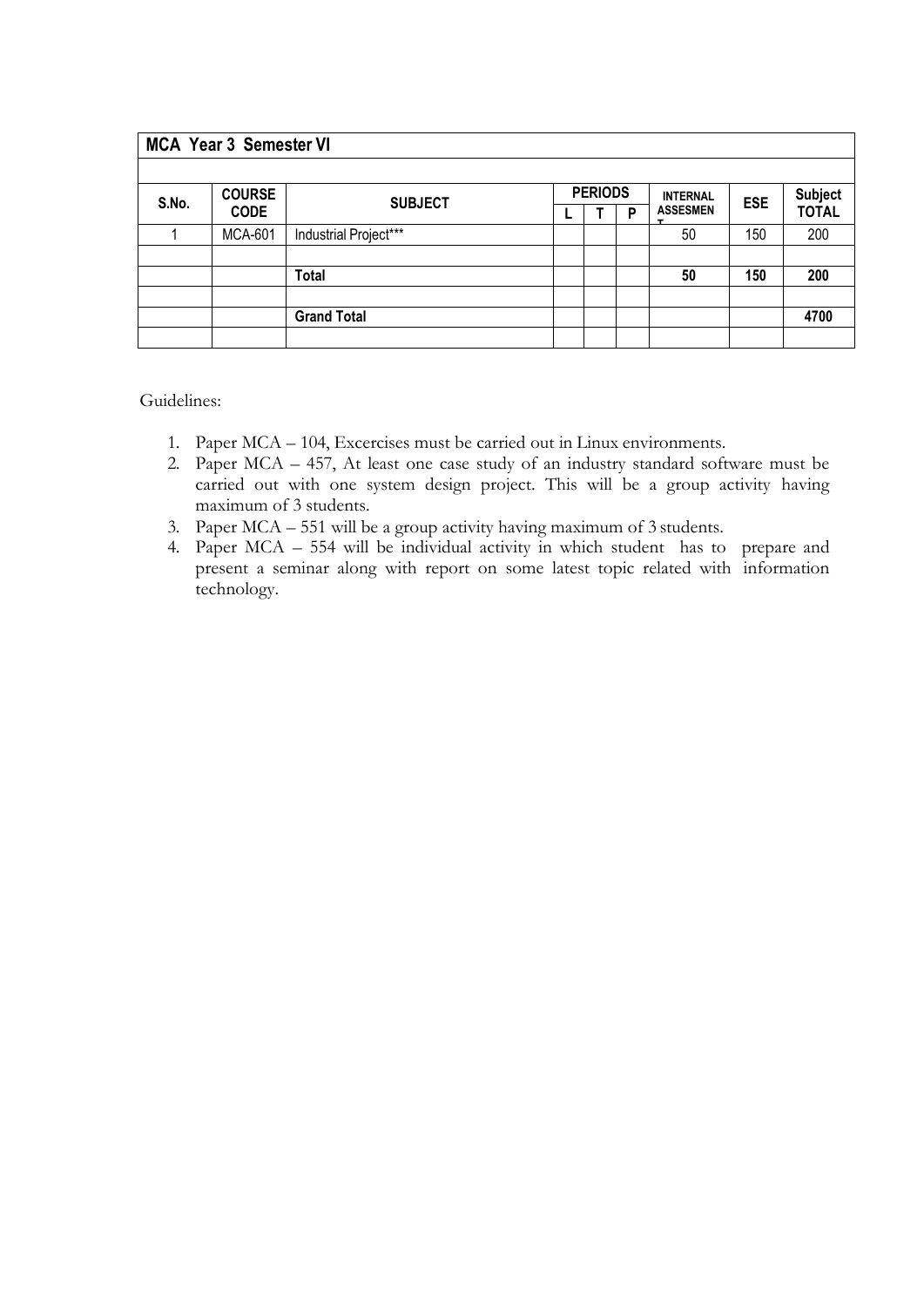| MCA Year 3 Semester VI | | | | | | | | |
|---|---|---|---|---|---|---|---|---|
| | | | | | | | | |
| S.No. | COURSE CODE | SUBJECT | PERIODS | | | INTERNAL ASSESMENT | ESE | Subject TOTAL |
| | | | L | T | P | | | |
| 1 | MCA-601 | Industrial Project*** | | | | 50 | 150 | 200 |
| | | | | | | | | |
| | | **Total** | | | | **50** | **150** | **200** |
| | | | | | | | | |
| | | **Grand Total** | | | | | | **4700** |
| | | | | | | | | |

Guidelines:

1. Paper MCA – 104, Excercises must be carried out in Linux environments.
2. Paper MCA – 457, At least one case study of an industry standard software must be carried out with one system design project. This will be a group activity having maximum of 3 students.
3. Paper MCA – 551 will be a group activity having maximum of 3 students.
4. Paper MCA – 554 will be individual activity in which student has to prepare and present a seminar along with report on some latest topic related with information technology.